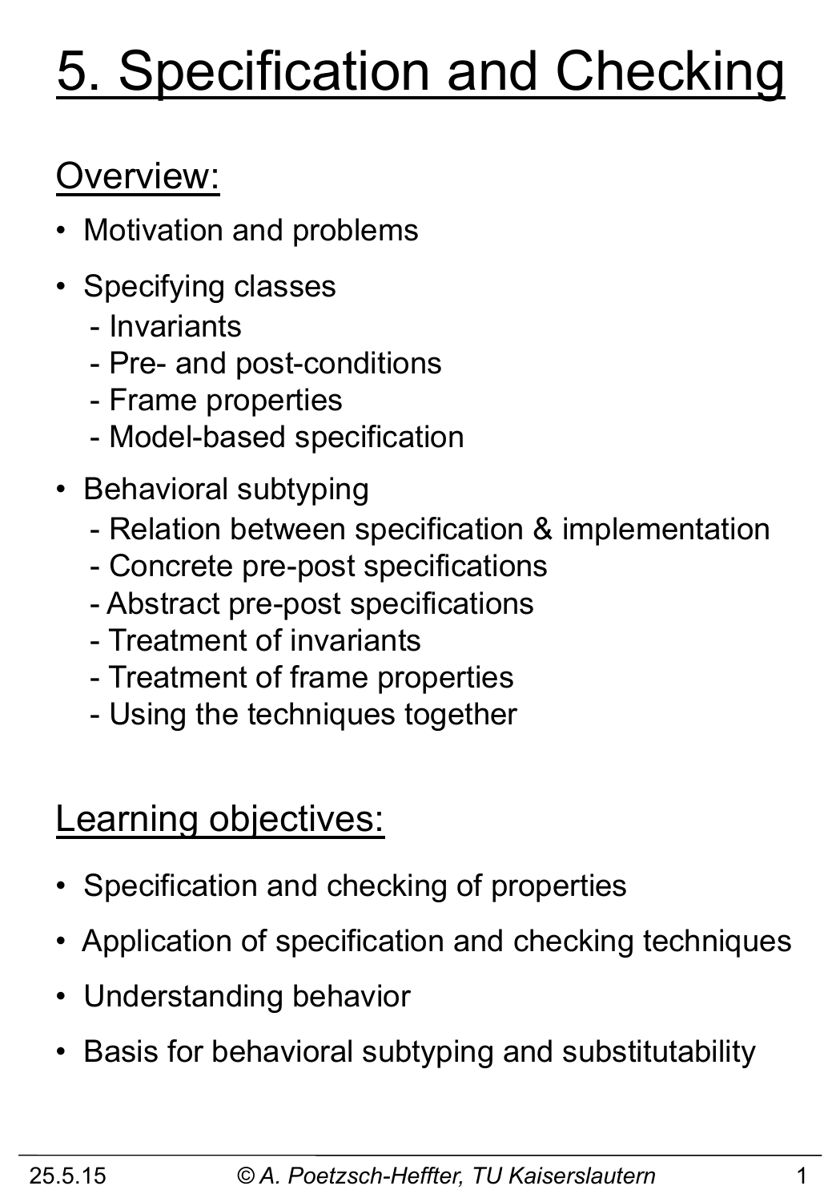# 5. Specification and Checking

## Overview:

- Motivation and problems
- Specifying classes
  - Invariants
  - Pre- and post-conditions
  - Frame properties
  - Model-based specification
- Behavioral subtyping
  - Relation between specification & implementation
  - Concrete pre-post specifications
  - Abstract pre-post specifications
  - Treatment of invariants
  - Treatment of frame properties
  - Using the techniques together

## Learning objectives:

- Specification and checking of properties
- Application of specification and checking techniques
- Understanding behavior
- Basis for behavioral subtyping and substitutability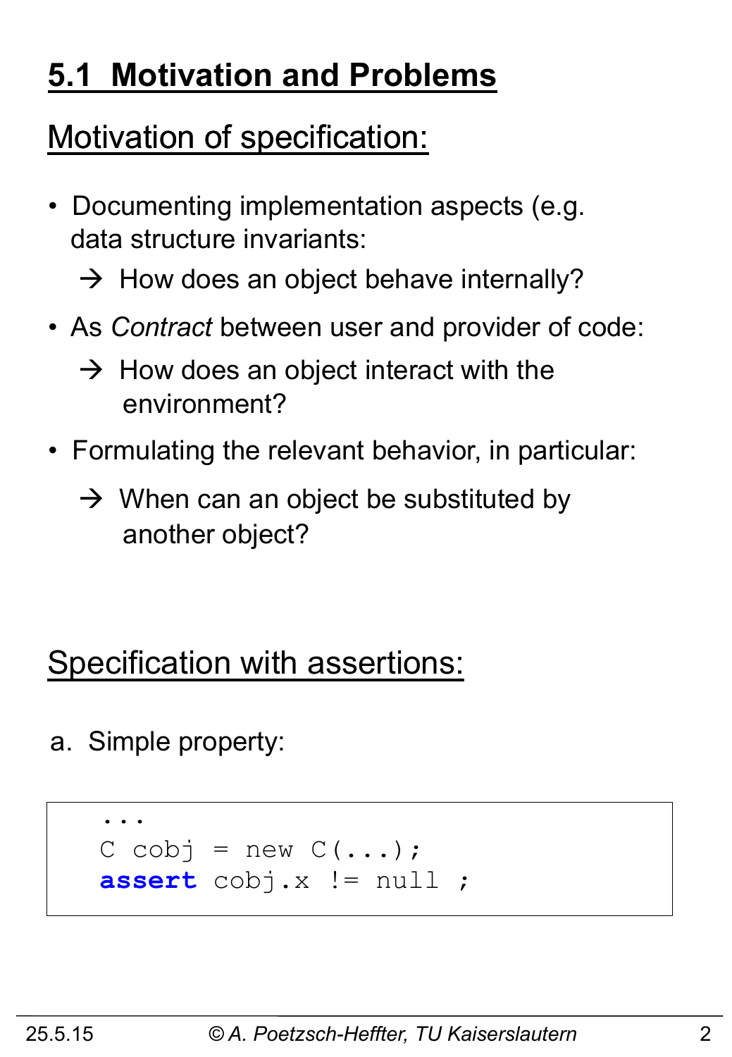# 5.1 Motivation and Problems

## Motivation of specification:

- Documenting implementation aspects (e.g. data structure invariants:
  - → How does an object behave internally?
- As *Contract* between user and provider of code:
  - → How does an object interact with the environment?
- Formulating the relevant behavior, in particular:
  - → When can an object be substituted by another object?

## Specification with assertions:

a. Simple property:

```
...
C cobj = new C(...);
assert cobj.x != null ;
```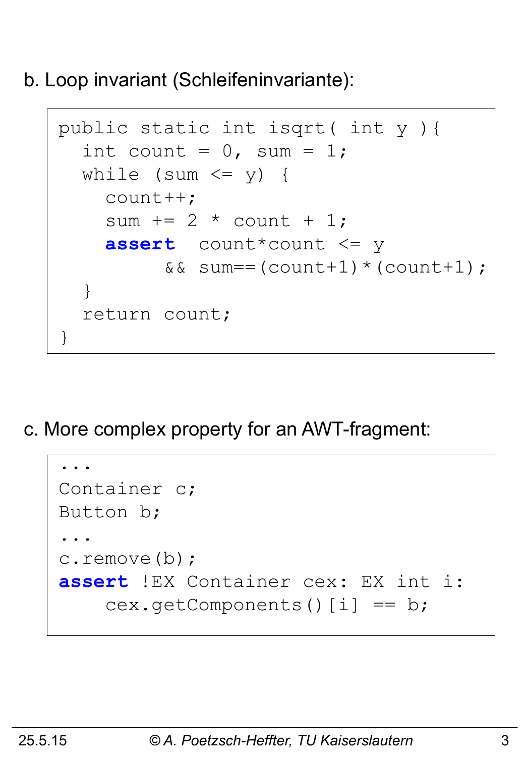b. Loop invariant (Schleifeninvariante):

```
public static int isqrt( int y ){
  int count = 0, sum = 1;
  while (sum <= y) {
    count++;
    sum += 2 * count + 1;
    assert  count*count <= y
         && sum==(count+1)*(count+1);
  }
  return count;
}
```

c. More complex property for an AWT-fragment:

```
...
Container c;
Button b;
...
c.remove(b);
assert !EX Container cex: EX int i:
    cex.getComponents()[i] == b;
```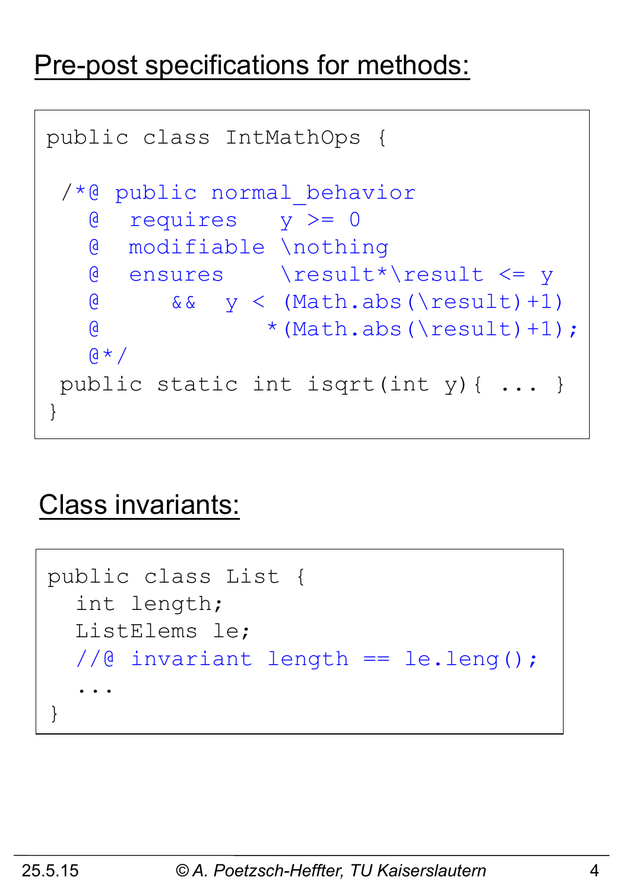## Pre-post specifications for methods:

```
public class IntMathOps {

 /*@ public normal_behavior
   @  requires   y >= 0
   @  modifiable \nothing
   @  ensures    \result*\result <= y
   @      &&  y < (Math.abs(\result)+1)
   @             *(Math.abs(\result)+1);
   @*/
 public static int isqrt(int y){ ... }
}
```

## Class invariants:

```
public class List {
  int length;
  ListElems le;
  //@ invariant length == le.leng();
  ...
}
```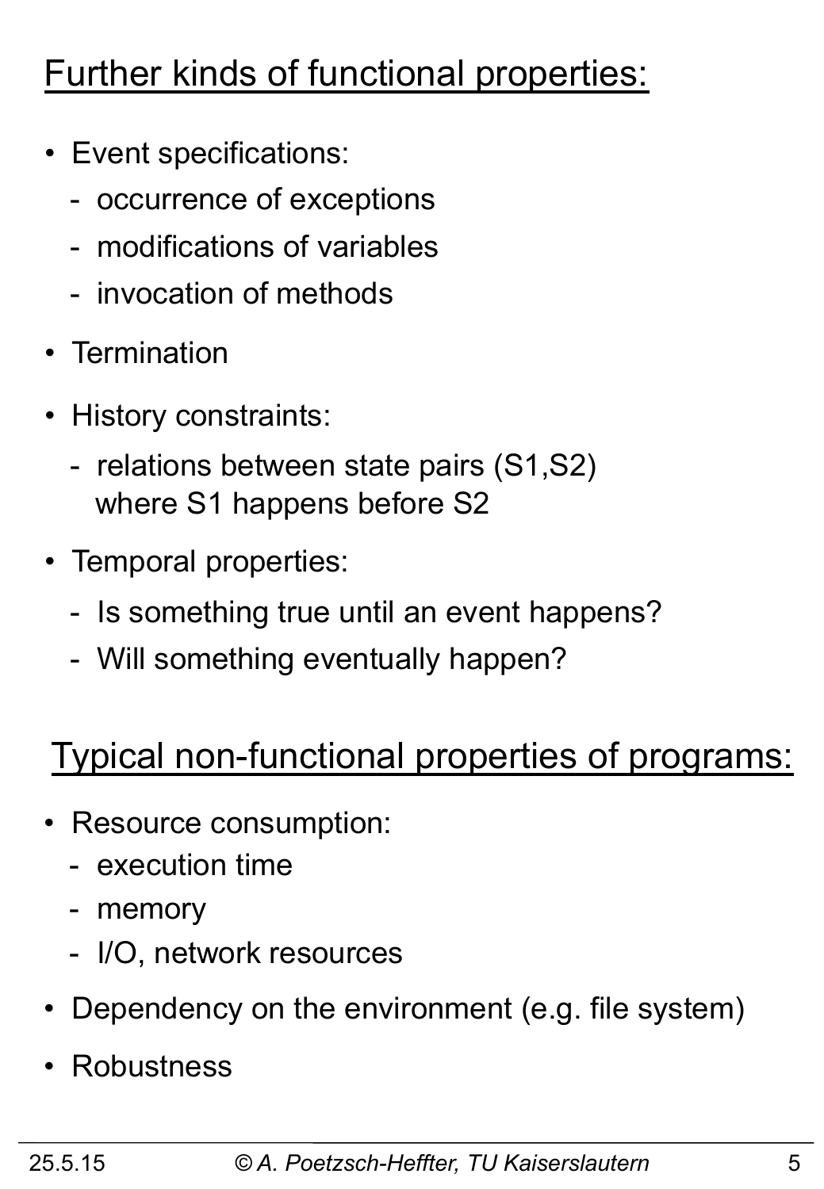## Further kinds of functional properties:

- Event specifications:
  - occurrence of exceptions
  - modifications of variables
  - invocation of methods
- Termination
- History constraints:
  - relations between state pairs (S1,S2) where S1 happens before S2
- Temporal properties:
  - Is something true until an event happens?
  - Will something eventually happen?

## Typical non-functional properties of programs:

- Resource consumption:
  - execution time
  - memory
  - I/O, network resources
- Dependency on the environment (e.g. file system)
- Robustness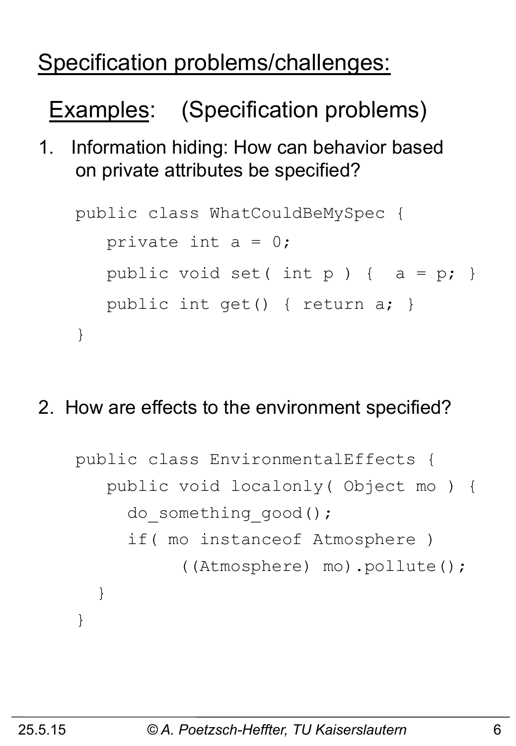## Specification problems/challenges:

### Examples: (Specification problems)

1. Information hiding: How can behavior based on private attributes be specified?

```
public class WhatCouldBeMySpec {
   private int a = 0;
   public void set( int p ) {  a = p; }
   public int get() { return a; }
}
```

2. How are effects to the environment specified?

```
public class EnvironmentalEffects {
   public void localonly( Object mo ) {
     do_something_good();
     if( mo instanceof Atmosphere )
          ((Atmosphere) mo).pollute();
   }
}
```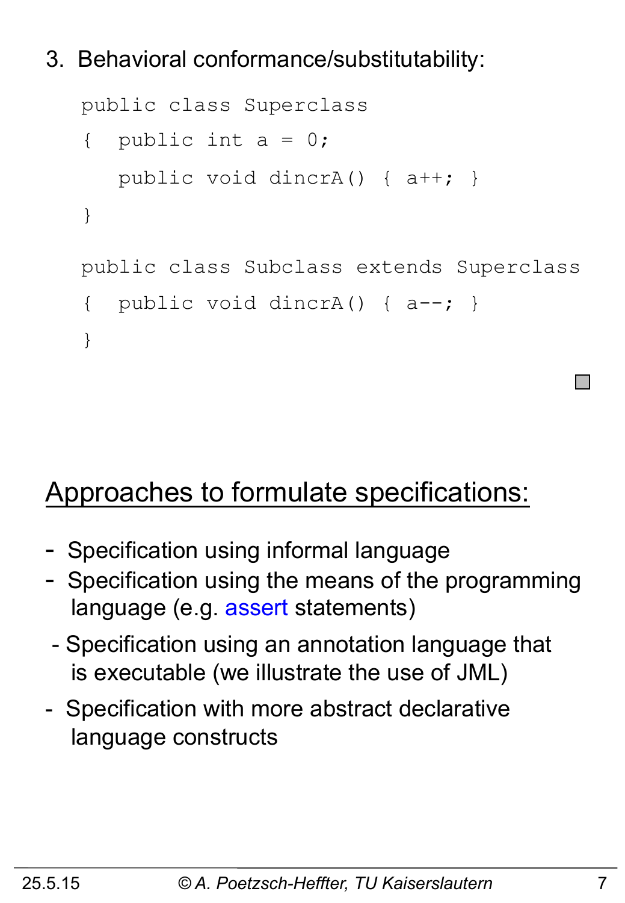3. Behavioral conformance/substitutability:

```
public class Superclass
{  public int a = 0;
   public void dincrA() { a++; }
}

public class Subclass extends Superclass
{  public void dincrA() { a--; }
}
```

## Approaches to formulate specifications:

- Specification using informal language
- Specification using the means of the programming language (e.g. assert statements)
- Specification using an annotation language that is executable (we illustrate the use of JML)
- Specification with more abstract declarative language constructs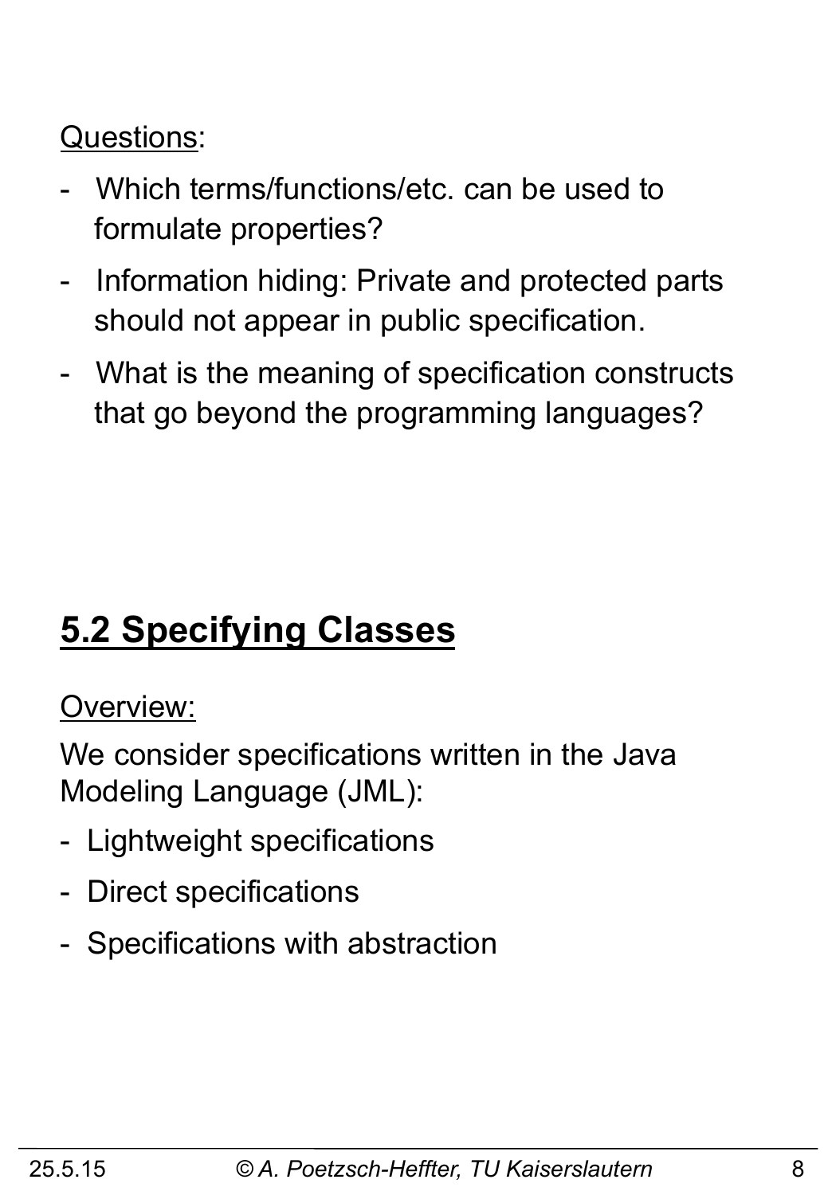Questions:

- Which terms/functions/etc. can be used to formulate properties?
- Information hiding: Private and protected parts should not appear in public specification.
- What is the meaning of specification constructs that go beyond the programming languages?

## 5.2 Specifying Classes

Overview:

We consider specifications written in the Java Modeling Language (JML):

- Lightweight specifications
- Direct specifications
- Specifications with abstraction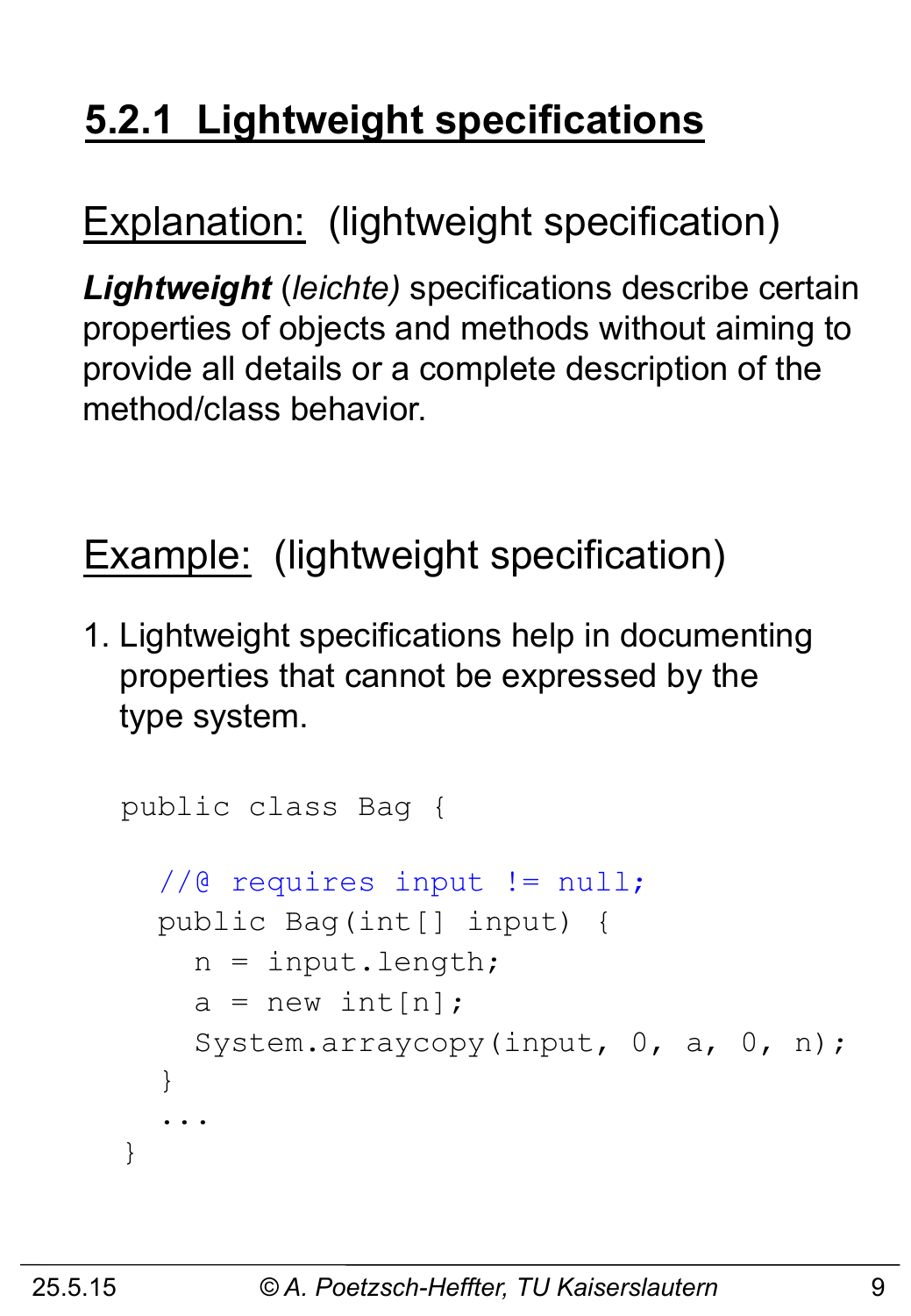## 5.2.1 Lightweight specifications

Explanation: (lightweight specification)

***Lightweight*** (*leichte)* specifications describe certain properties of objects and methods without aiming to provide all details or a complete description of the method/class behavior.

Example: (lightweight specification)

1. Lightweight specifications help in documenting properties that cannot be expressed by the type system.

```
public class Bag {

  //@ requires input != null;
  public Bag(int[] input) {
    n = input.length;
    a = new int[n];
    System.arraycopy(input, 0, a, 0, n);
  }
  ...
}
```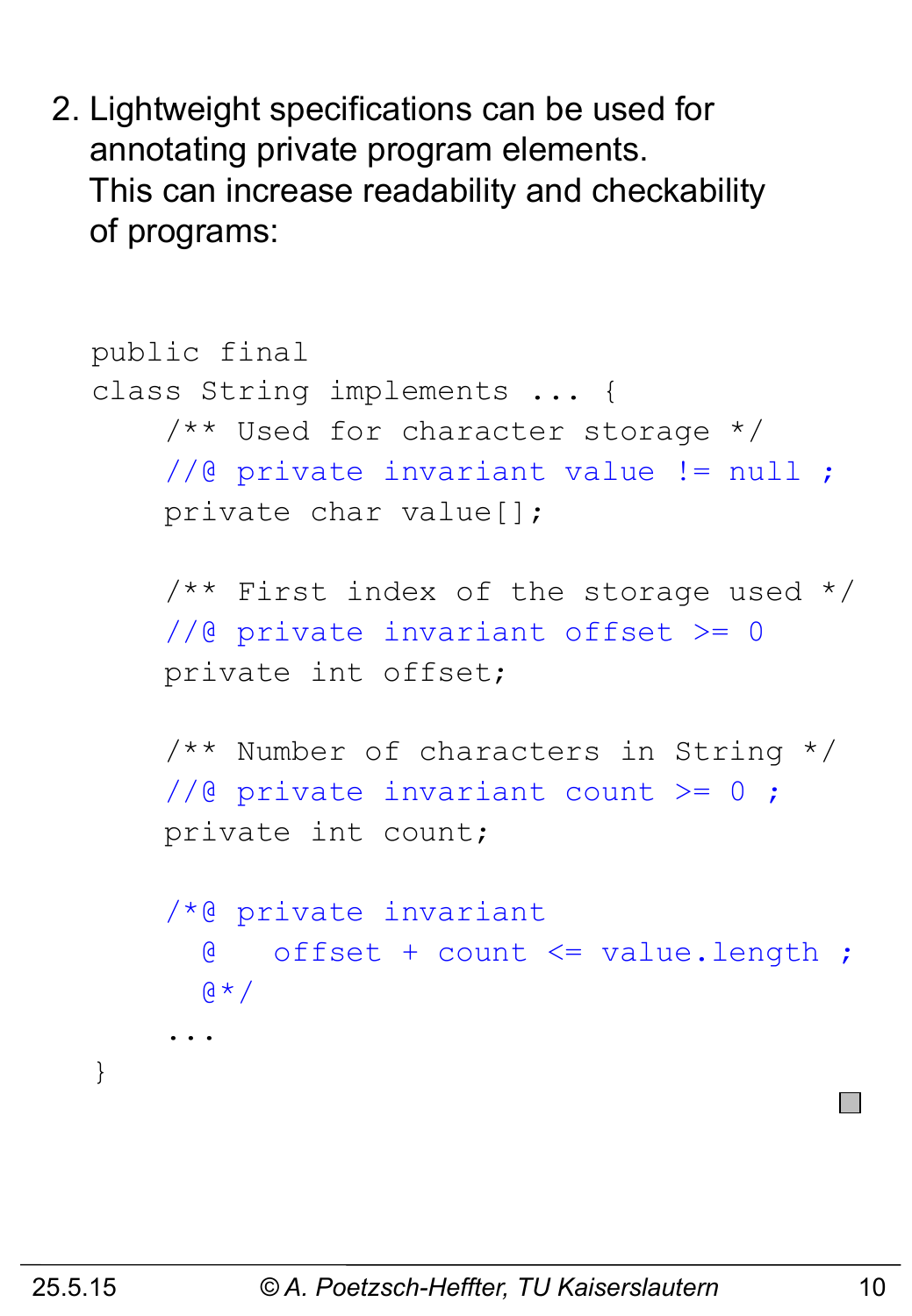2. Lightweight specifications can be used for annotating private program elements.
   This can increase readability and checkability of programs:

```
public final
class String implements ... {
    /** Used for character storage */
    //@ private invariant value != null ;
    private char value[];

    /** First index of the storage used */
    //@ private invariant offset >= 0
    private int offset;

    /** Number of characters in String */
    //@ private invariant count >= 0 ;
    private int count;

    /*@ private invariant
      @   offset + count <= value.length ;
      @*/
    ...
}
```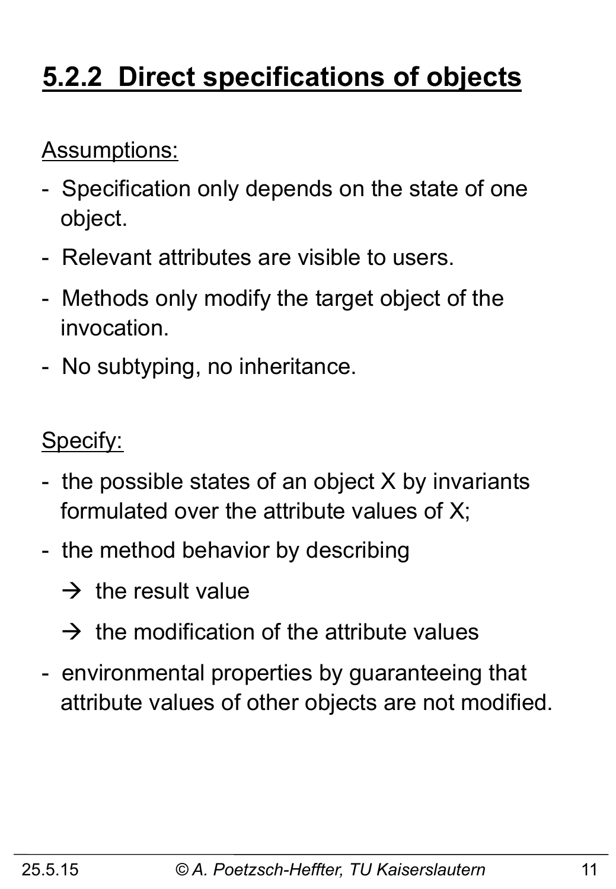## 5.2.2 Direct specifications of objects

Assumptions:

- Specification only depends on the state of one object.
- Relevant attributes are visible to users.
- Methods only modify the target object of the invocation.
- No subtyping, no inheritance.

Specify:

- the possible states of an object X by invariants formulated over the attribute values of X;
- the method behavior by describing
  - → the result value
  - → the modification of the attribute values
- environmental properties by guaranteeing that attribute values of other objects are not modified.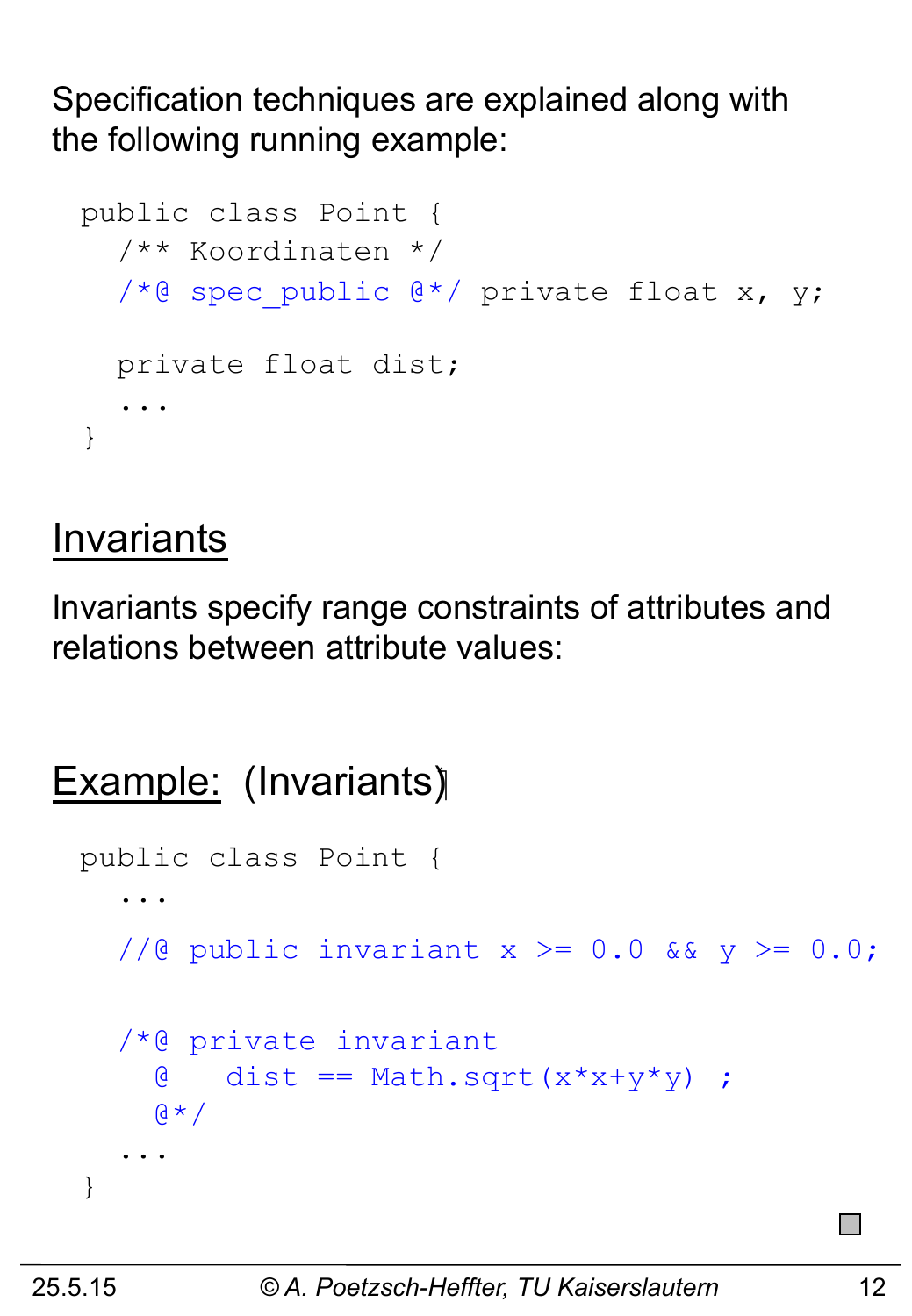Specification techniques are explained along with the following running example:

```
public class Point {
  /** Koordinaten */
  /*@ spec_public @*/ private float x, y;

  private float dist;
  ...
}
```

## Invariants

Invariants specify range constraints of attributes and relations between attribute values:

## Example: (Invariants)

```
public class Point {
  ...
  //@ public invariant x >= 0.0 && y >= 0.0;

  /*@ private invariant
    @   dist == Math.sqrt(x*x+y*y) ;
    @*/
  ...
}
```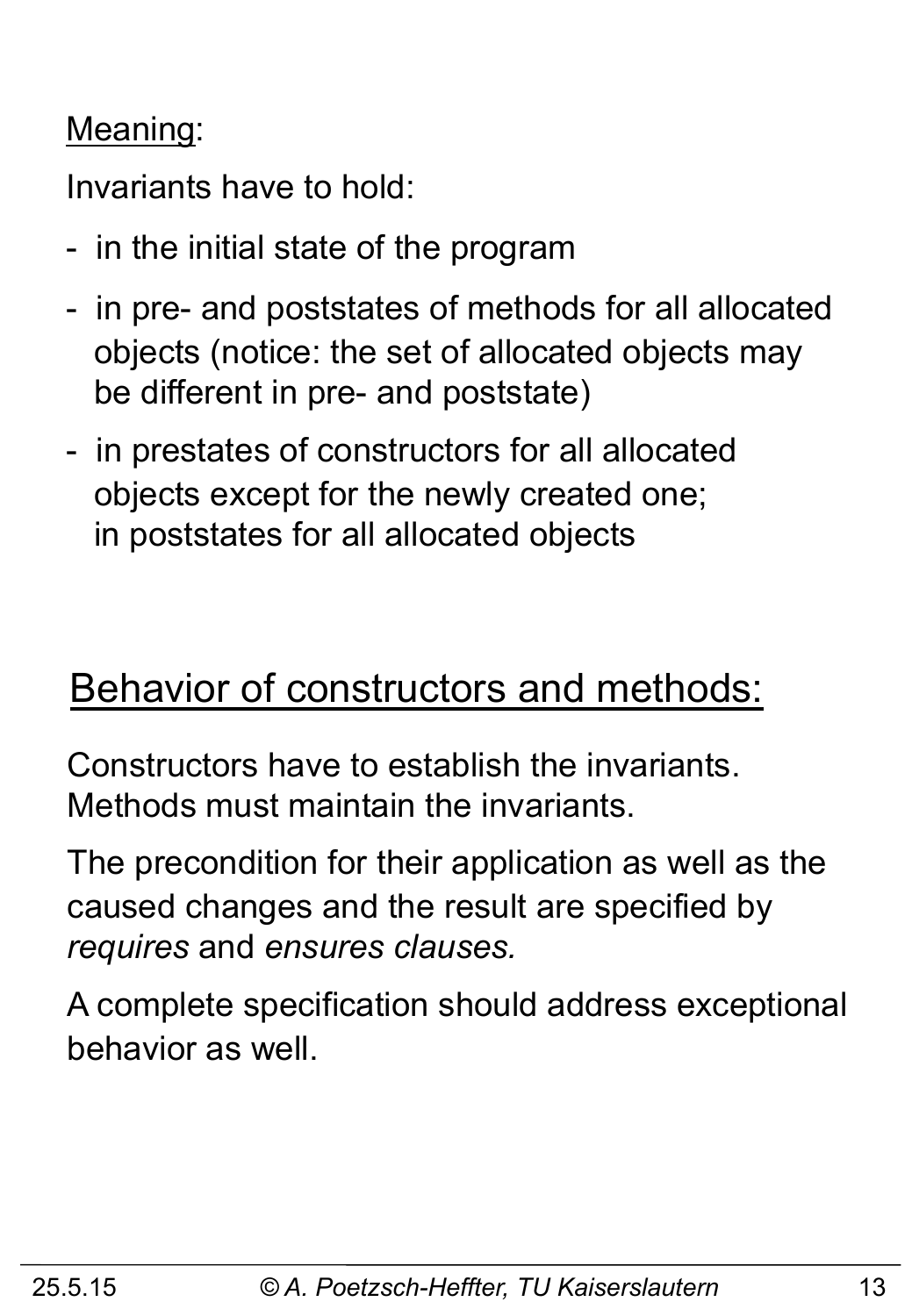<u>Meaning</u>:

Invariants have to hold:

- in the initial state of the program
- in pre- and poststates of methods for all allocated objects (notice: the set of allocated objects may be different in pre- and poststate)
- in prestates of constructors for all allocated objects except for the newly created one; in poststates for all allocated objects

## Behavior of constructors and methods:

Constructors have to establish the invariants. Methods must maintain the invariants.

The precondition for their application as well as the caused changes and the result are specified by *requires* and *ensures clauses.*

A complete specification should address exceptional behavior as well.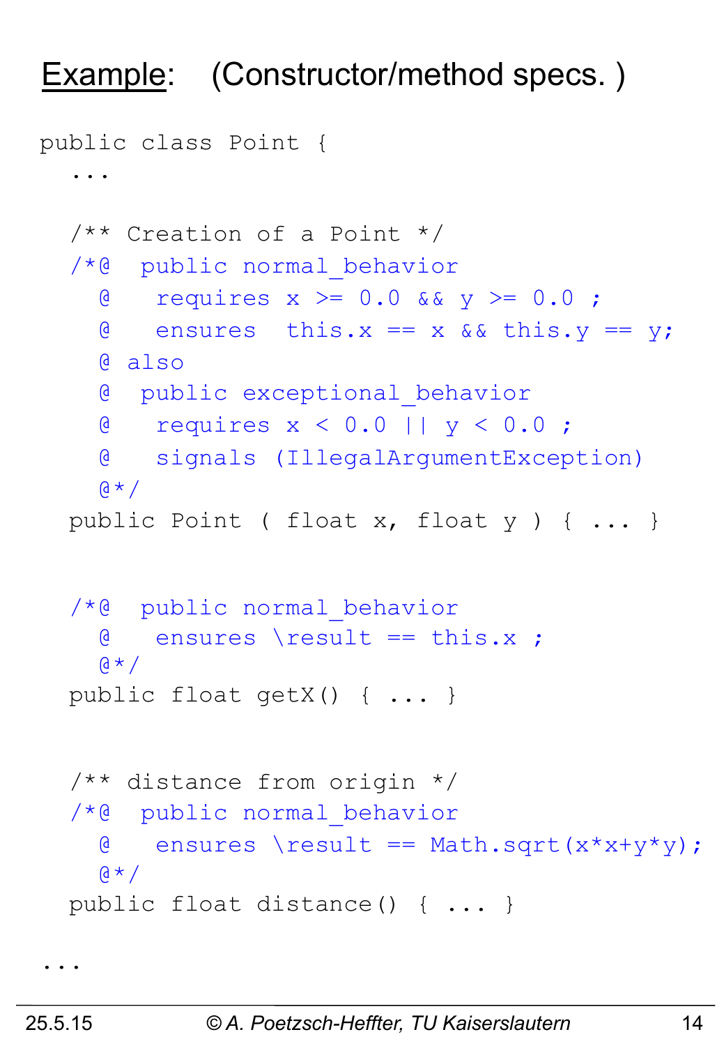## Example: (Constructor/method specs. )

```
public class Point {
  ...

  /** Creation of a Point */
  /*@  public normal_behavior
    @   requires x >= 0.0 && y >= 0.0 ;
    @   ensures  this.x == x && this.y == y;
    @ also
    @  public exceptional_behavior
    @   requires x < 0.0 || y < 0.0 ;
    @   signals (IllegalArgumentException)
    @*/
  public Point ( float x, float y ) { ... }


  /*@  public normal_behavior
    @   ensures \result == this.x ;
    @*/
  public float getX() { ... }


  /** distance from origin */
  /*@  public normal_behavior
    @   ensures \result == Math.sqrt(x*x+y*y);
    @*/
  public float distance() { ... }

...
```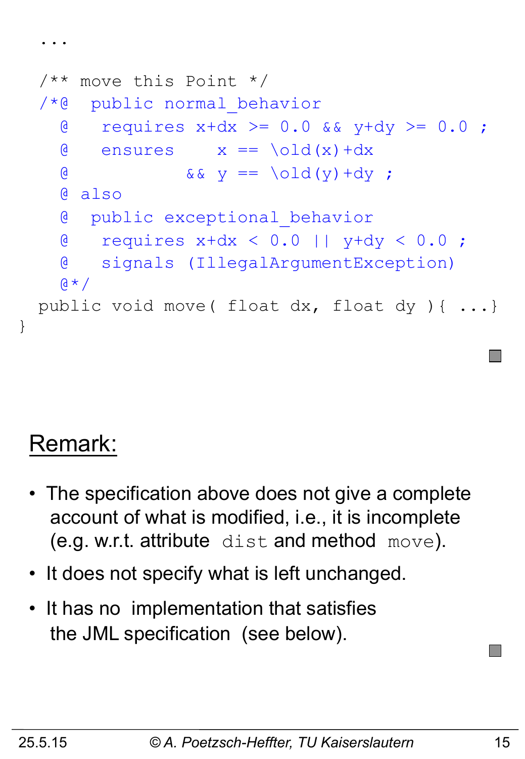```
  ...

  /** move this Point */
  /*@  public normal_behavior
    @   requires x+dx >= 0.0 && y+dy >= 0.0 ;
    @   ensures    x == \old(x)+dx
    @           && y == \old(y)+dy ;
    @ also
    @  public exceptional_behavior
    @   requires x+dx < 0.0 || y+dy < 0.0 ;
    @   signals (IllegalArgumentException)
    @*/
  public void move( float dx, float dy ){ ...}
}
```

## Remark:

- The specification above does not give a complete account of what is modified, i.e., it is incomplete (e.g. w.r.t. attribute `dist` and method `move`).
- It does not specify what is left unchanged.
- It has no implementation that satisfies the JML specification (see below).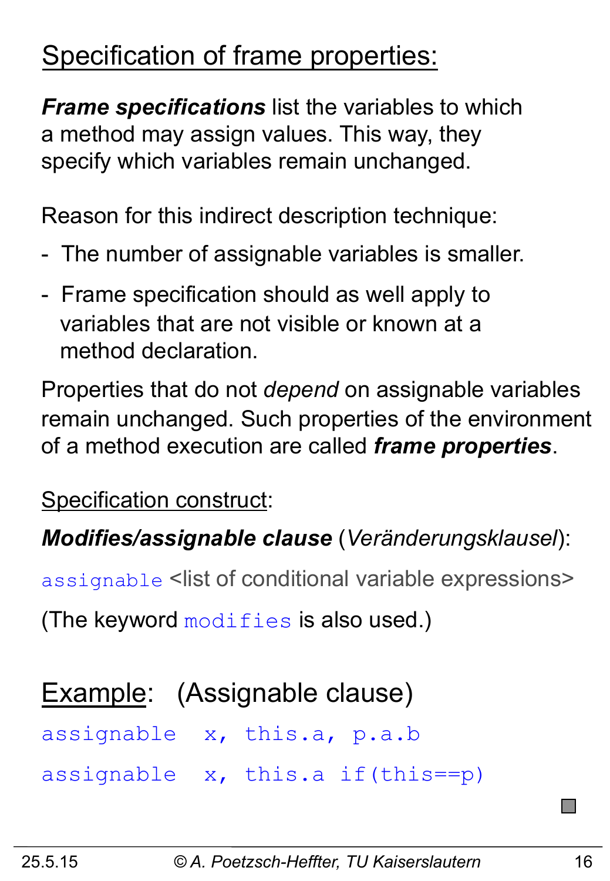## Specification of frame properties:

***Frame specifications*** list the variables to which a method may assign values. This way, they specify which variables remain unchanged.

Reason for this indirect description technique:

- The number of assignable variables is smaller.
- Frame specification should as well apply to variables that are not visible or known at a method declaration.

Properties that do not *depend* on assignable variables remain unchanged. Such properties of the environment of a method execution are called ***frame properties***.

Specification construct:

***Modifies/assignable clause*** (*Veränderungsklausel*):

`assignable` <list of conditional variable expressions>

(The keyword `modifies` is also used.)

### Example: (Assignable clause)

```
assignable  x, this.a, p.a.b

assignable  x, this.a if(this==p)
```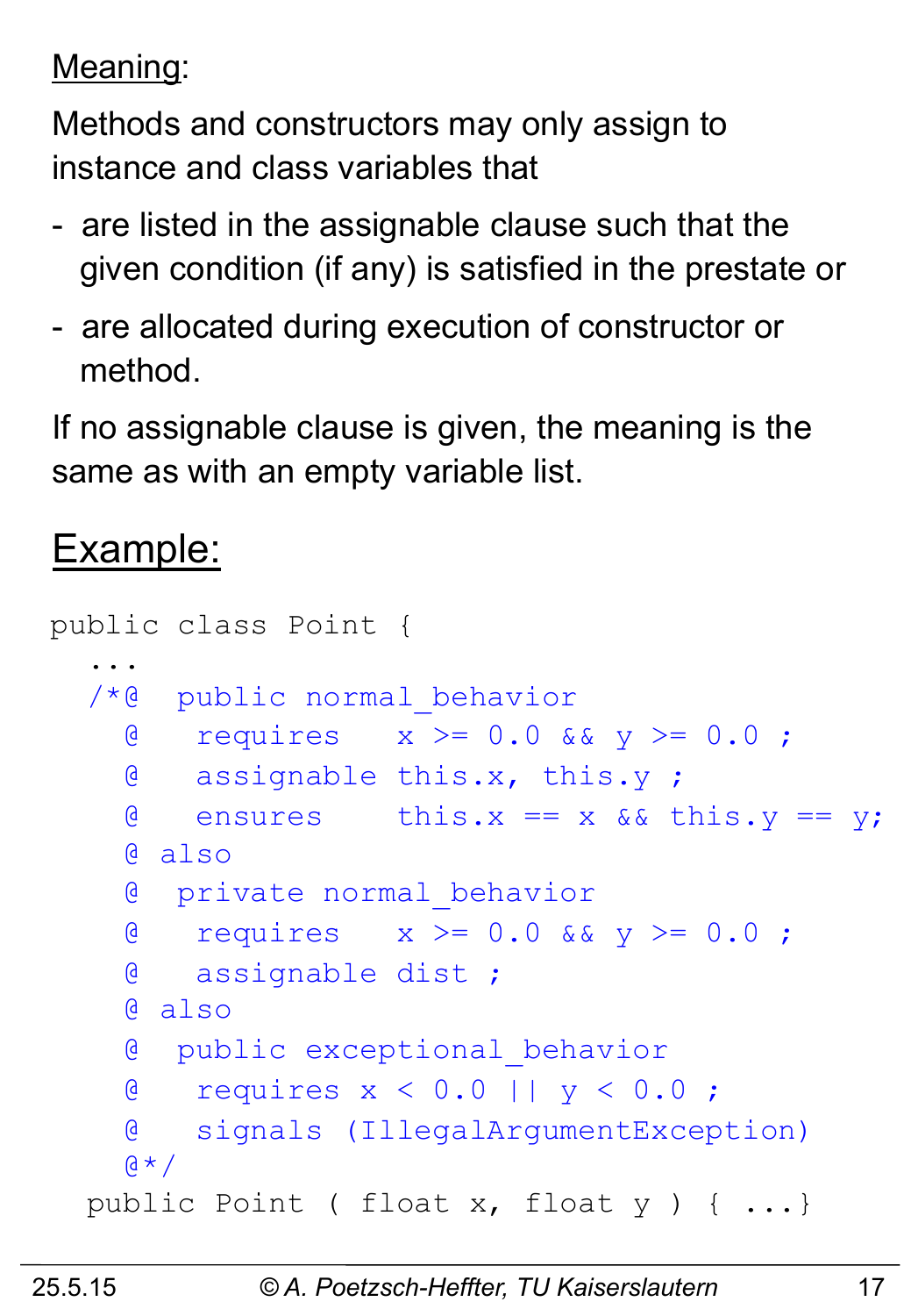<u>Meaning</u>:

Methods and constructors may only assign to instance and class variables that

- are listed in the assignable clause such that the given condition (if any) is satisfied in the prestate or
- are allocated during execution of constructor or method.

If no assignable clause is given, the meaning is the same as with an empty variable list.

## Example:

```
public class Point {
  ...
  /*@  public normal_behavior
    @   requires   x >= 0.0 && y >= 0.0 ;
    @   assignable this.x, this.y ;
    @   ensures    this.x == x && this.y == y;
    @ also
    @  private normal_behavior
    @   requires   x >= 0.0 && y >= 0.0 ;
    @   assignable dist ;
    @ also
    @  public exceptional_behavior
    @   requires x < 0.0 || y < 0.0 ;
    @   signals (IllegalArgumentException)
    @*/
  public Point ( float x, float y ) { ...}
```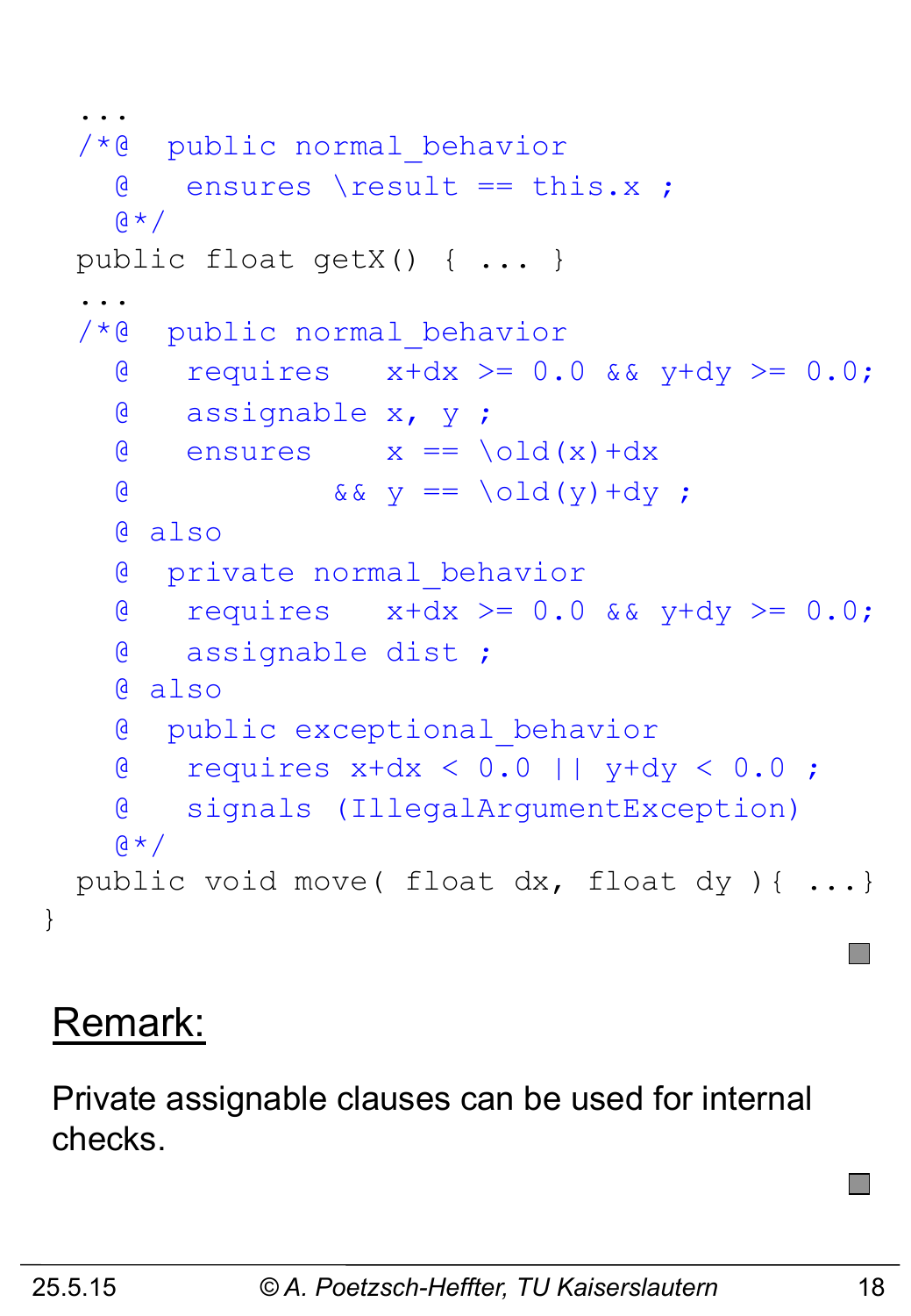```
  ...
  /*@  public normal_behavior
    @   ensures \result == this.x ;
    @*/
  public float getX() { ... }
  ...
  /*@  public normal_behavior
    @   requires   x+dx >= 0.0 && y+dy >= 0.0;
    @   assignable x, y ;
    @   ensures    x == \old(x)+dx
    @           && y == \old(y)+dy ;
    @ also
    @  private normal_behavior
    @   requires   x+dx >= 0.0 && y+dy >= 0.0;
    @   assignable dist ;
    @ also
    @  public exceptional_behavior
    @   requires x+dx < 0.0 || y+dy < 0.0 ;
    @   signals (IllegalArgumentException)
    @*/
  public void move( float dx, float dy ){ ...}
}
```

## Remark:

Private assignable clauses can be used for internal checks.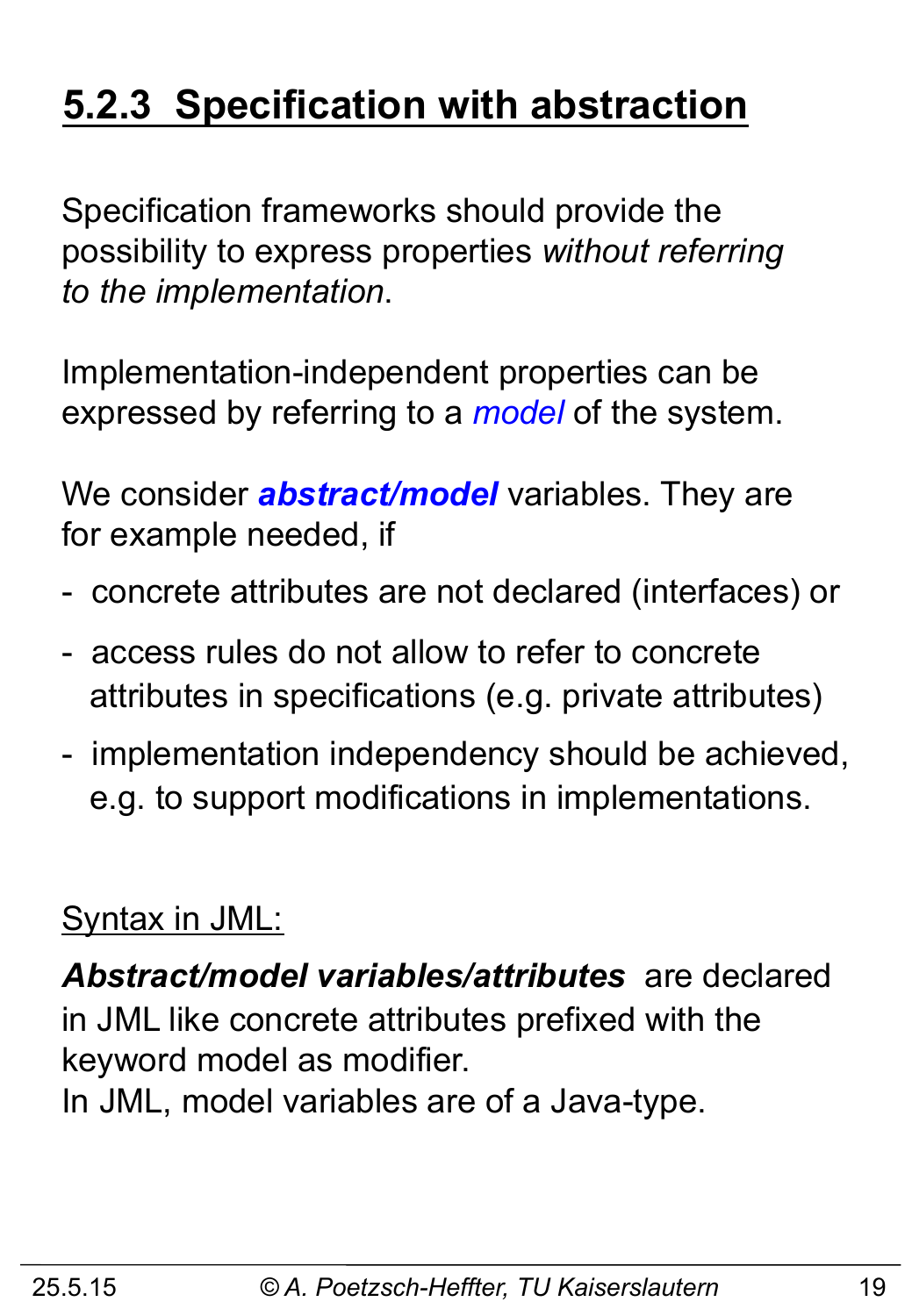## 5.2.3 Specification with abstraction

Specification frameworks should provide the possibility to express properties *without referring to the implementation*.

Implementation-independent properties can be expressed by referring to a *model* of the system.

We consider ***abstract/model*** variables. They are for example needed, if

- concrete attributes are not declared (interfaces) or
- access rules do not allow to refer to concrete attributes in specifications (e.g. private attributes)
- implementation independency should be achieved, e.g. to support modifications in implementations.

Syntax in JML:

***Abstract/model variables/attributes*** are declared in JML like concrete attributes prefixed with the keyword model as modifier.
In JML, model variables are of a Java-type.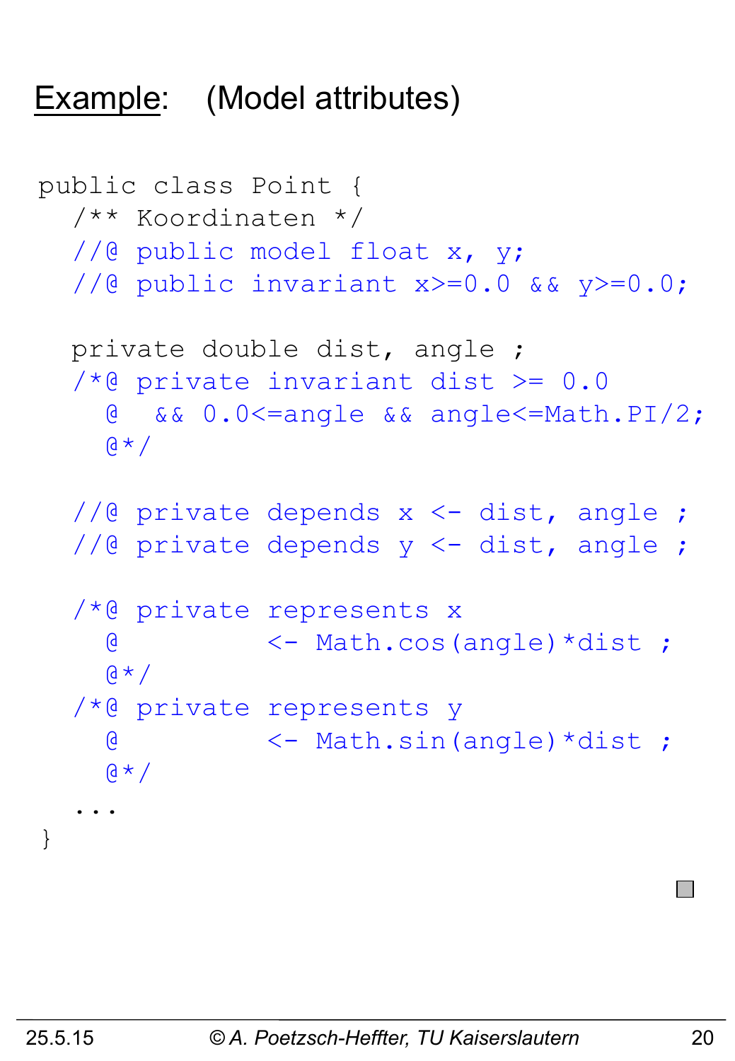# Example: (Model attributes)

```
public class Point {
  /** Koordinaten */
  //@ public model float x, y;
  //@ public invariant x>=0.0 && y>=0.0;

  private double dist, angle ;
  /*@ private invariant dist >= 0.0
    @  && 0.0<=angle && angle<=Math.PI/2;
    @*/

  //@ private depends x <- dist, angle ;
  //@ private depends y <- dist, angle ;

  /*@ private represents x
    @          <- Math.cos(angle)*dist ;
    @*/
  /*@ private represents y
    @          <- Math.sin(angle)*dist ;
    @*/
  ...
}
```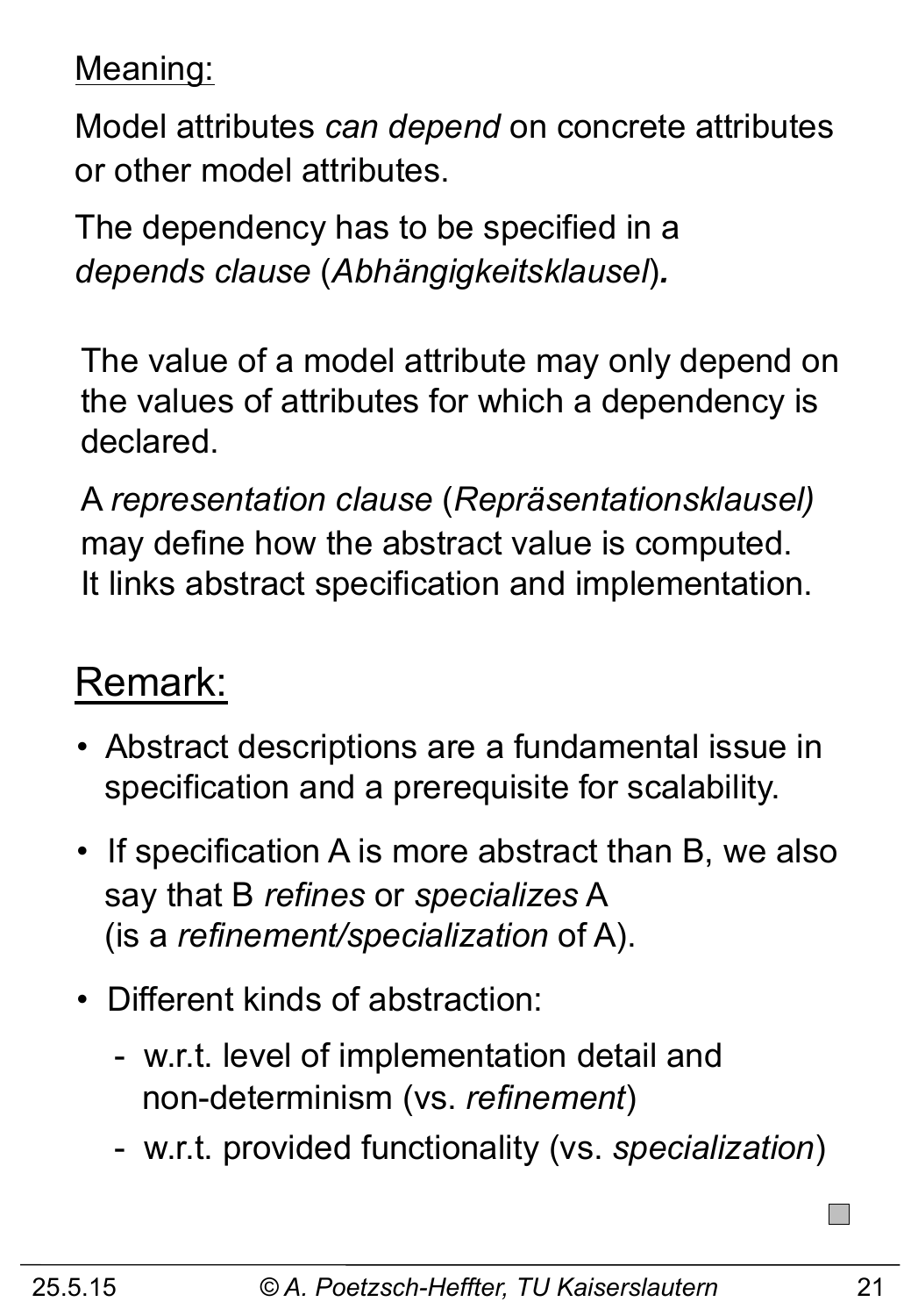Meaning:

Model attributes *can depend* on concrete attributes or other model attributes.

The dependency has to be specified in a *depends clause* (*Abhängigkeitsklausel*)**.**

The value of a model attribute may only depend on the values of attributes for which a dependency is declared.

A *representation clause* (*Repräsentationsklausel)* may define how the abstract value is computed. It links abstract specification and implementation.

## Remark:

- Abstract descriptions are a fundamental issue in specification and a prerequisite for scalability.
- If specification A is more abstract than B, we also say that B *refines* or *specializes* A (is a *refinement/specialization* of A).
- Different kinds of abstraction:
  - w.r.t. level of implementation detail and non-determinism (vs. *refinement*)
  - w.r.t. provided functionality (vs. *specialization*)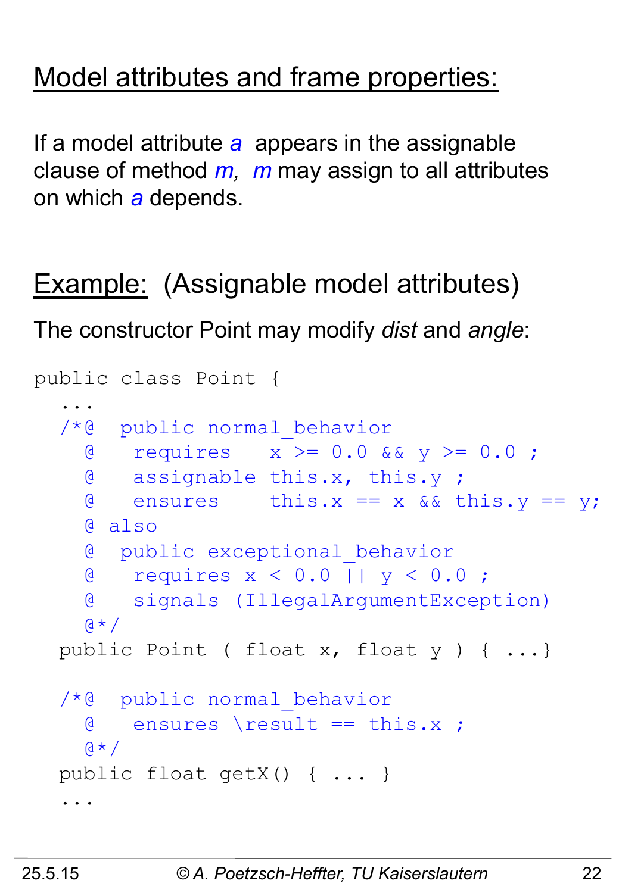## Model attributes and frame properties:

If a model attribute *a* appears in the assignable clause of method *m*, *m* may assign to all attributes on which *a* depends.

## Example: (Assignable model attributes)

The constructor Point may modify *dist* and *angle*:

```
public class Point {
  ...
  /*@  public normal_behavior
    @   requires   x >= 0.0 && y >= 0.0 ;
    @   assignable this.x, this.y ;
    @   ensures    this.x == x && this.y == y;
    @ also
    @  public exceptional_behavior
    @   requires x < 0.0 || y < 0.0 ;
    @   signals (IllegalArgumentException)
    @*/
  public Point ( float x, float y ) { ...}

  /*@  public normal_behavior
    @   ensures \result == this.x ;
    @*/
  public float getX() { ... }
  ...
```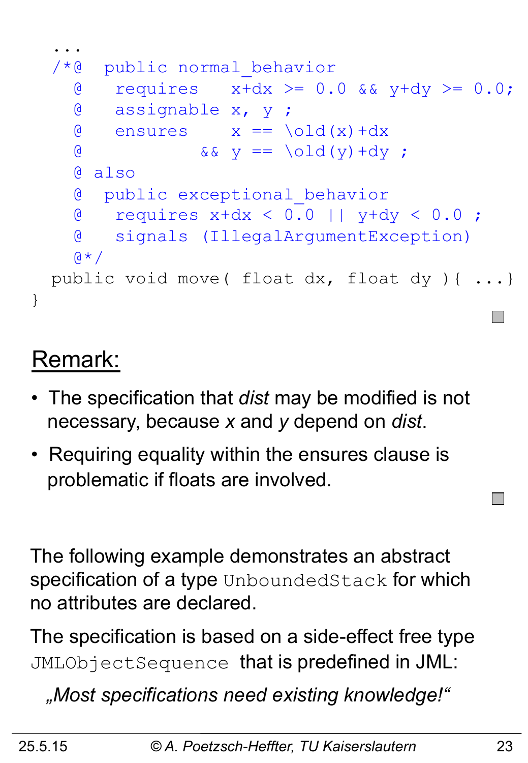```
  ...
  /*@  public normal_behavior
    @   requires   x+dx >= 0.0 && y+dy >= 0.0;
    @   assignable x, y ;
    @   ensures    x == \old(x)+dx
    @           && y == \old(y)+dy ;
    @ also
    @  public exceptional_behavior
    @   requires x+dx < 0.0 || y+dy < 0.0 ;
    @   signals (IllegalArgumentException)
    @*/
  public void move( float dx, float dy ){ ...}
}
```

## Remark:

- The specification that *dist* may be modified is not necessary, because *x* and *y* depend on *dist*.
- Requiring equality within the ensures clause is problematic if floats are involved.

The following example demonstrates an abstract specification of a type `UnboundedStack` for which no attributes are declared.

The specification is based on a side-effect free type `JMLObjectSequence` that is predefined in JML:

*„Most specifications need existing knowledge!"*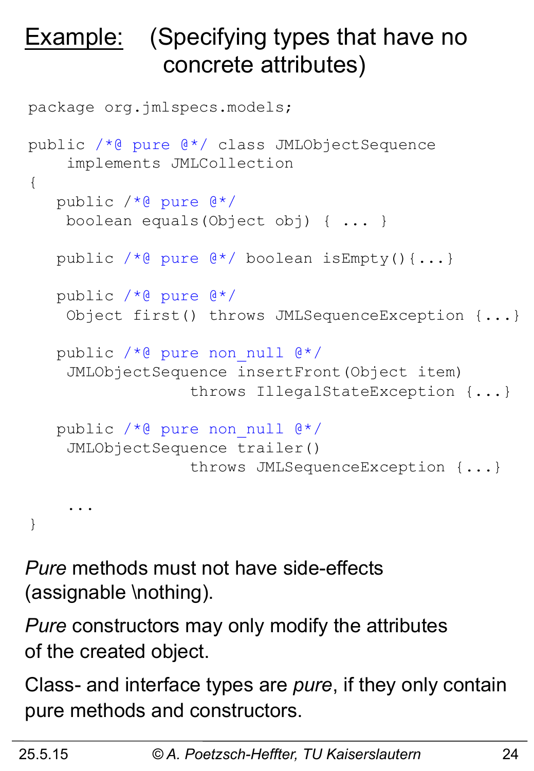# Example: (Specifying types that have no concrete attributes)

```
package org.jmlspecs.models;

public /*@ pure @*/ class JMLObjectSequence
    implements JMLCollection
{
   public /*@ pure @*/
    boolean equals(Object obj) { ... }

   public /*@ pure @*/ boolean isEmpty(){...}

   public /*@ pure @*/
    Object first() throws JMLSequenceException {...}

   public /*@ pure non_null @*/
    JMLObjectSequence insertFront(Object item)
                throws IllegalStateException {...}

   public /*@ pure non_null @*/
    JMLObjectSequence trailer()
                throws JMLSequenceException {...}

    ...
}
```

*Pure* methods must not have side-effects (assignable \nothing).

*Pure* constructors may only modify the attributes of the created object.

Class- and interface types are *pure*, if they only contain pure methods and constructors.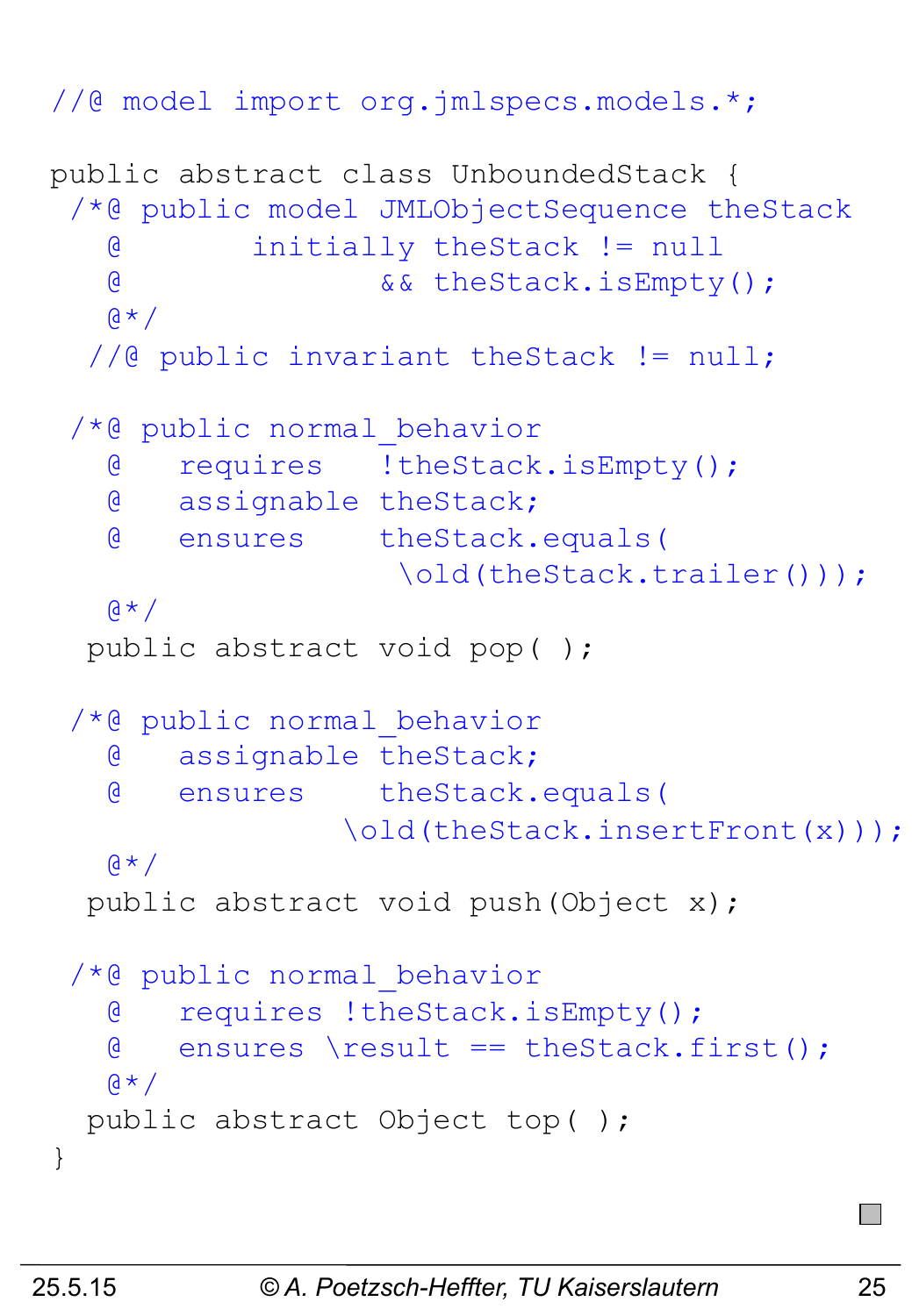```java
//@ model import org.jmlspecs.models.*;

public abstract class UnboundedStack {
  /*@ public model JMLObjectSequence theStack
    @       initially theStack != null
    @              && theStack.isEmpty();
    @*/
   //@ public invariant theStack != null;

  /*@ public normal_behavior
    @   requires   !theStack.isEmpty();
    @   assignable theStack;
    @   ensures    theStack.equals(
                    \old(theStack.trailer()));
    @*/
   public abstract void pop( );

  /*@ public normal_behavior
    @   assignable theStack;
    @   ensures    theStack.equals(
                 \old(theStack.insertFront(x)));
    @*/
   public abstract void push(Object x);

  /*@ public normal_behavior
    @   requires !theStack.isEmpty();
    @   ensures \result == theStack.first();
    @*/
   public abstract Object top( );
}
```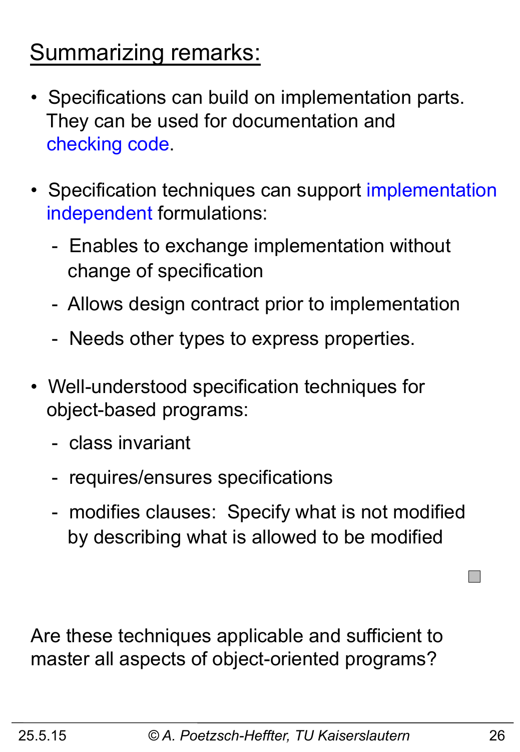## Summarizing remarks:

- Specifications can build on implementation parts. They can be used for documentation and checking code.

- Specification techniques can support implementation independent formulations:
  - Enables to exchange implementation without change of specification
  - Allows design contract prior to implementation
  - Needs other types to express properties.

- Well-understood specification techniques for object-based programs:
  - class invariant
  - requires/ensures specifications
  - modifies clauses: Specify what is not modified by describing what is allowed to be modified

Are these techniques applicable and sufficient to master all aspects of object-oriented programs?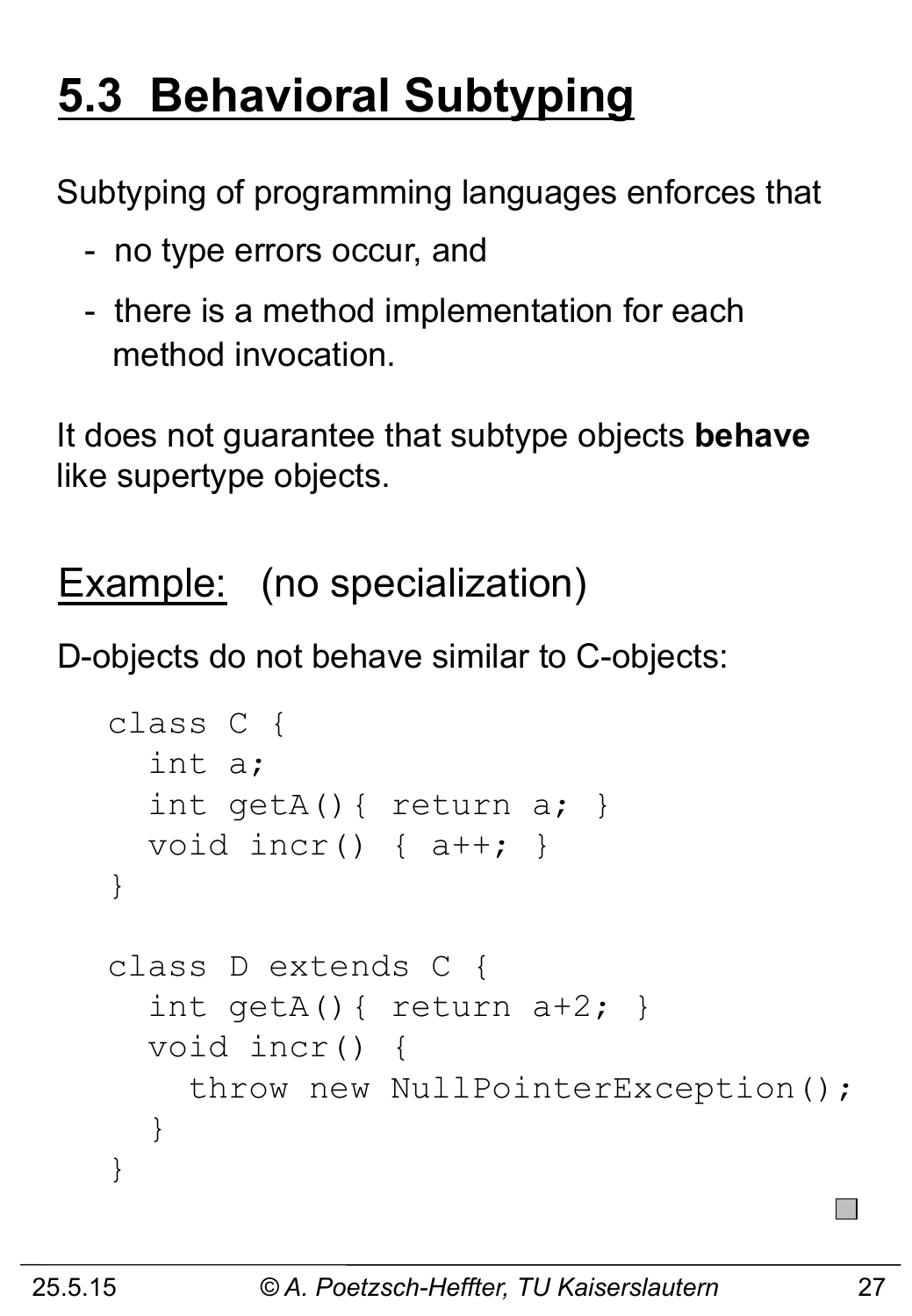# 5.3 Behavioral Subtyping

Subtyping of programming languages enforces that

- no type errors occur, and
- there is a method implementation for each method invocation.

It does not guarantee that subtype objects **behave** like supertype objects.

## Example: (no specialization)

D-objects do not behave similar to C-objects:

```
class C {
  int a;
  int getA(){ return a; }
  void incr() { a++; }
}

class D extends C {
  int getA(){ return a+2; }
  void incr() {
    throw new NullPointerException();
  }
}
```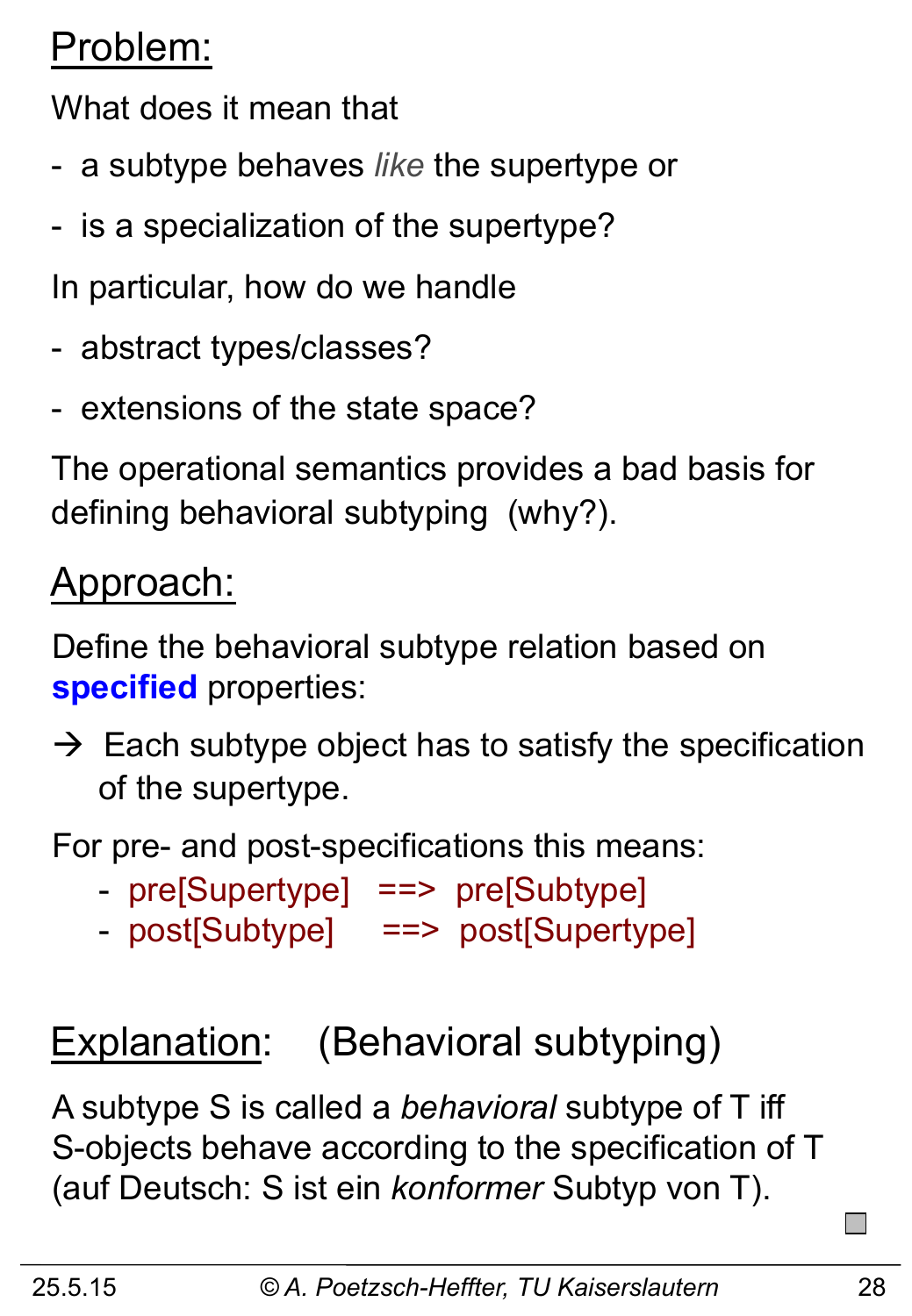## Problem:

What does it mean that

- a subtype behaves *like* the supertype or
- is a specialization of the supertype?

In particular, how do we handle

- abstract types/classes?
- extensions of the state space?

The operational semantics provides a bad basis for defining behavioral subtyping (why?).

## Approach:

Define the behavioral subtype relation based on **specified** properties:

→ Each subtype object has to satisfy the specification of the supertype.

For pre- and post-specifications this means:

- pre[Supertype] ==> pre[Subtype]
- post[Subtype] ==> post[Supertype]

## Explanation: (Behavioral subtyping)

A subtype S is called a *behavioral* subtype of T iff S-objects behave according to the specification of T (auf Deutsch: S ist ein *konformer* Subtyp von T).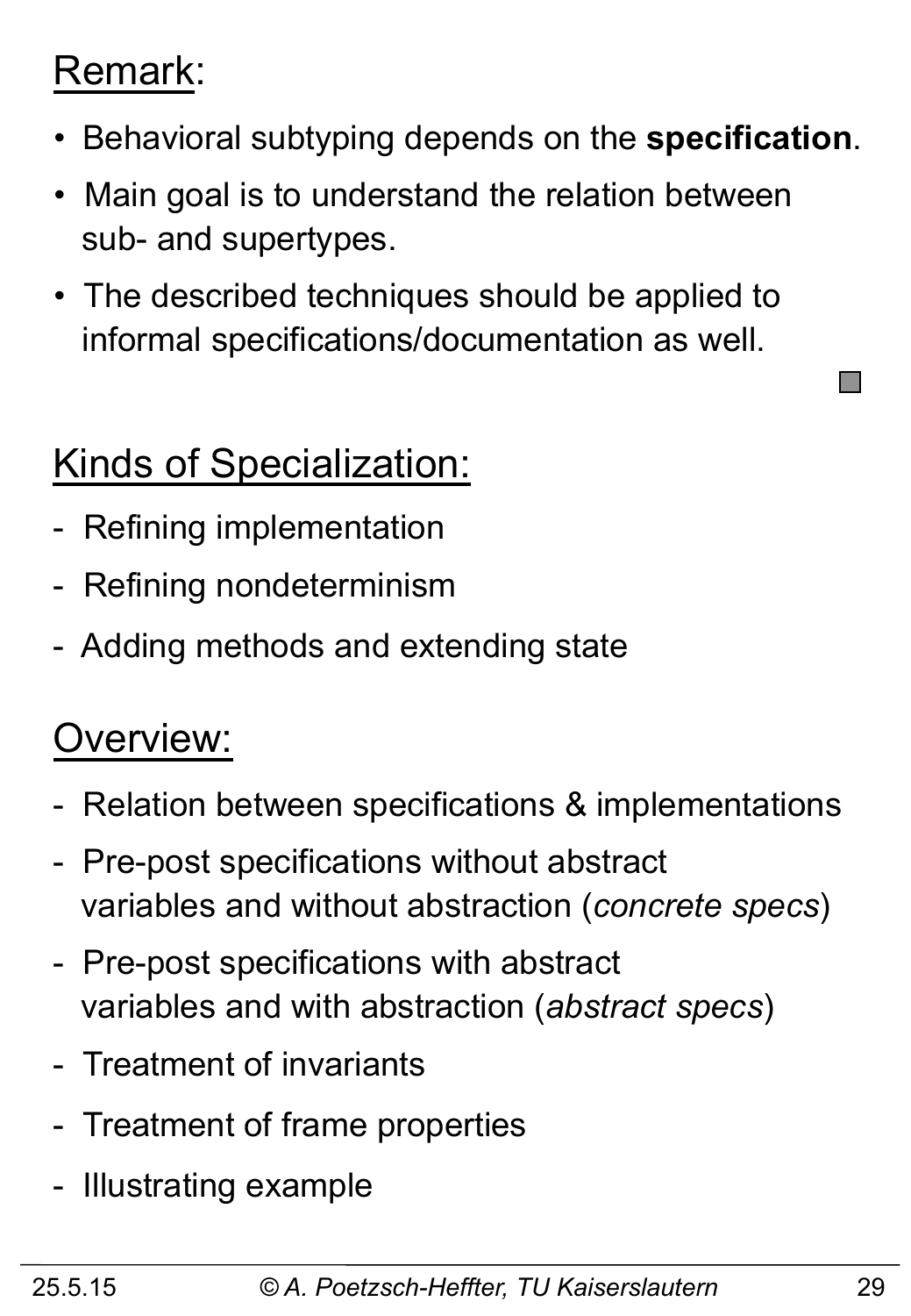## Remark:

- Behavioral subtyping depends on the **specification**.
- Main goal is to understand the relation between sub- and supertypes.
- The described techniques should be applied to informal specifications/documentation as well.

## Kinds of Specialization:

- Refining implementation
- Refining nondeterminism
- Adding methods and extending state

## Overview:

- Relation between specifications & implementations
- Pre-post specifications without abstract variables and without abstraction (*concrete specs*)
- Pre-post specifications with abstract variables and with abstraction (*abstract specs*)
- Treatment of invariants
- Treatment of frame properties
- Illustrating example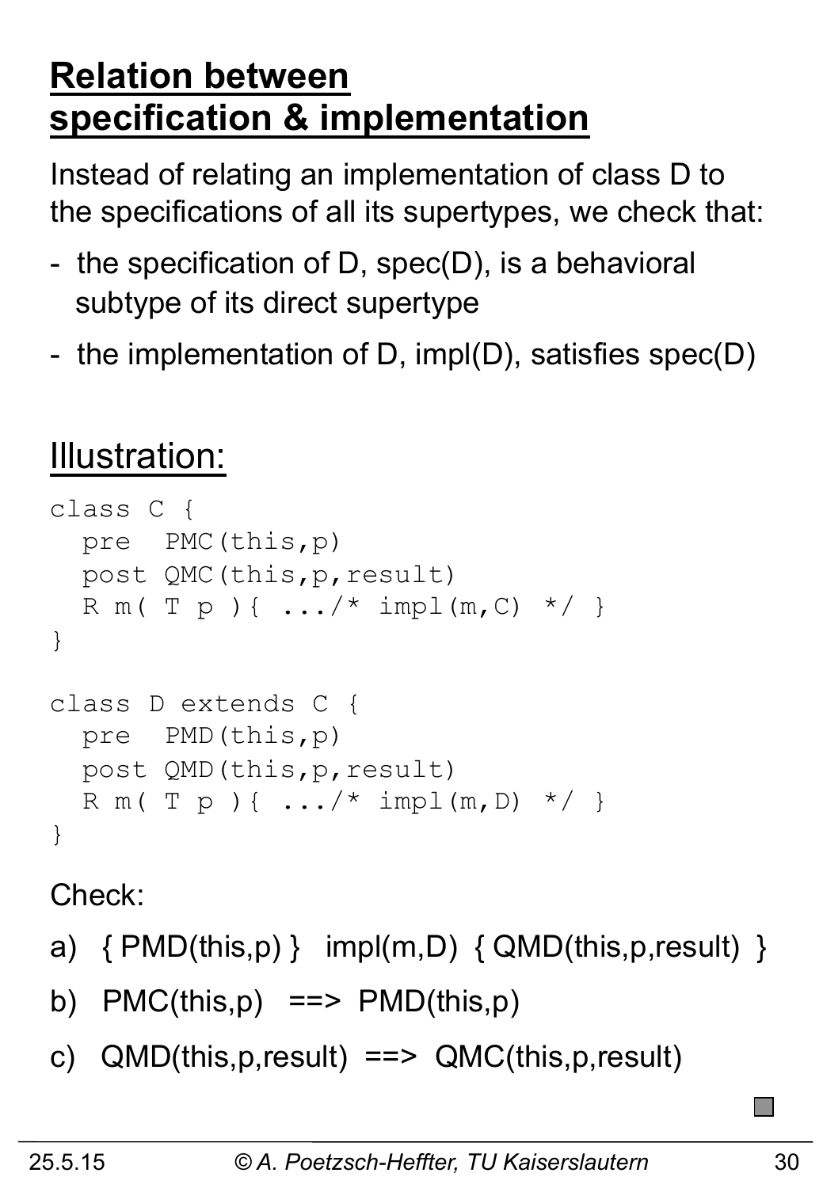# Relation between specification & implementation

Instead of relating an implementation of class D to the specifications of all its supertypes, we check that:

- the specification of D, spec(D), is a behavioral subtype of its direct supertype
- the implementation of D, impl(D), satisfies spec(D)

## Illustration:

```
class C {
  pre  PMC(this,p)
  post QMC(this,p,result)
  R m( T p ){ .../* impl(m,C) */ }
}

class D extends C {
  pre  PMD(this,p)
  post QMD(this,p,result)
  R m( T p ){ .../* impl(m,D) */ }
}
```

Check:

a) { PMD(this,p) }   impl(m,D)  { QMD(this,p,result) }

b) PMC(this,p)   ==>  PMD(this,p)

c) QMD(this,p,result)  ==>  QMC(this,p,result)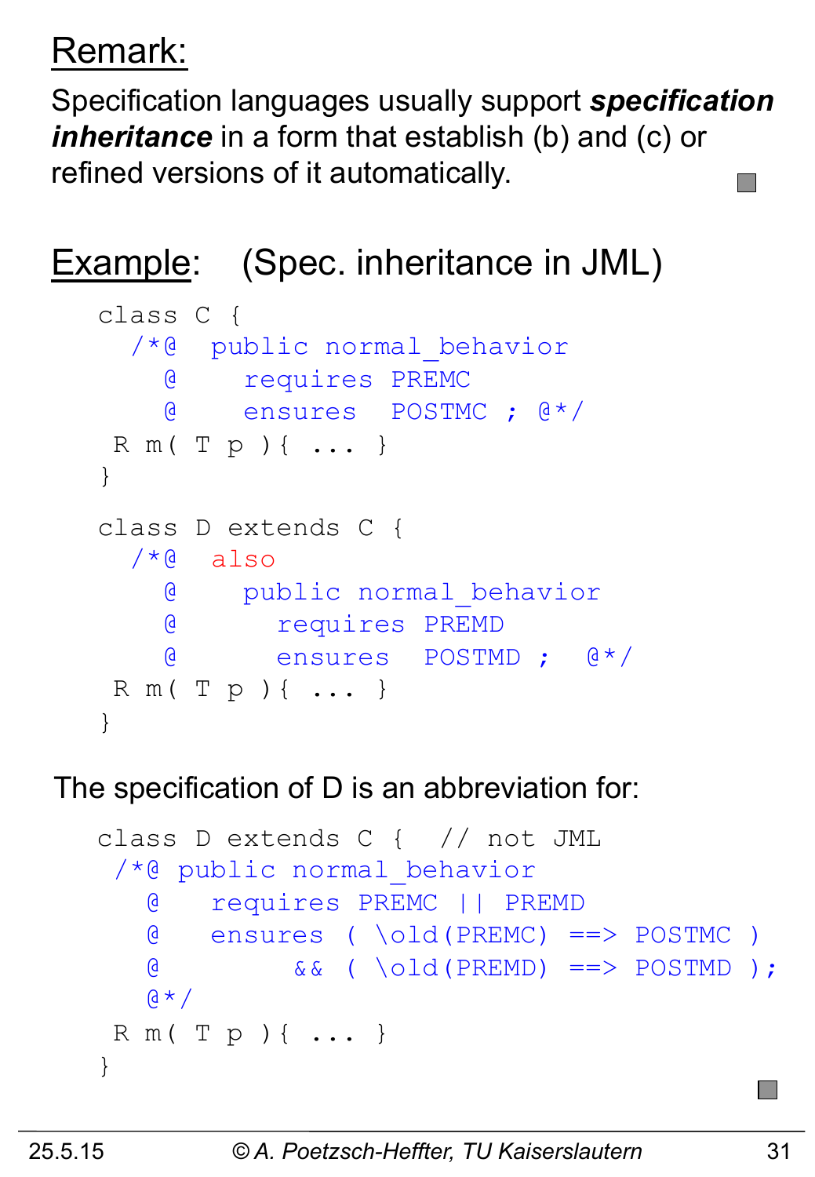Remark:

Specification languages usually support ***specification inheritance*** in a form that establish (b) and (c) or refined versions of it automatically.

Example: (Spec. inheritance in JML)

```
class C {
  /*@  public normal_behavior
    @    requires PREMC
    @    ensures  POSTMC ; @*/
 R m( T p ){ ... }
}

class D extends C {
  /*@  also
    @    public normal_behavior
    @      requires PREMD
    @      ensures  POSTMD ;  @*/
 R m( T p ){ ... }
}
```

The specification of D is an abbreviation for:

```
class D extends C {  // not JML
 /*@ public normal_behavior
   @   requires PREMC || PREMD
   @   ensures ( \old(PREMC) ==> POSTMC )
   @        && ( \old(PREMD) ==> POSTMD );
   @*/
 R m( T p ){ ... }
}
```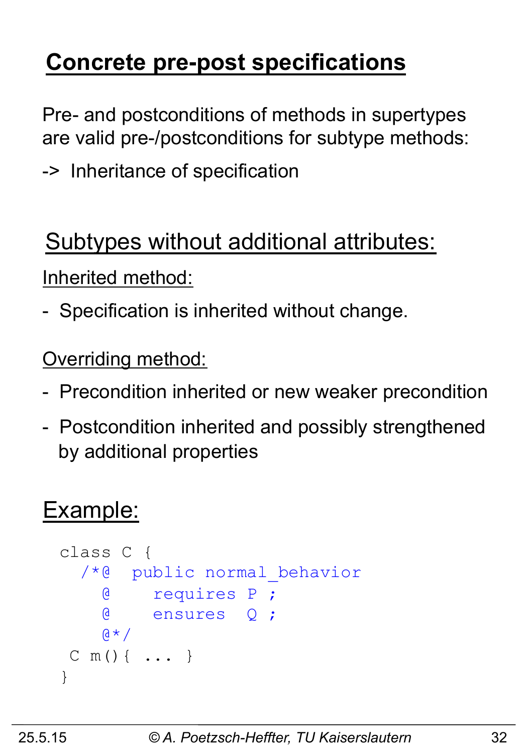# Concrete pre-post specifications

Pre- and postconditions of methods in supertypes are valid pre-/postconditions for subtype methods:

-> Inheritance of specification

## Subtypes without additional attributes:

Inherited method:

- Specification is inherited without change.

Overriding method:

- Precondition inherited or new weaker precondition
- Postcondition inherited and possibly strengthened by additional properties

## Example:

```
class C {
  /*@  public normal_behavior
    @    requires P ;
    @    ensures  Q ;
    @*/
 C m(){ ... }
}
```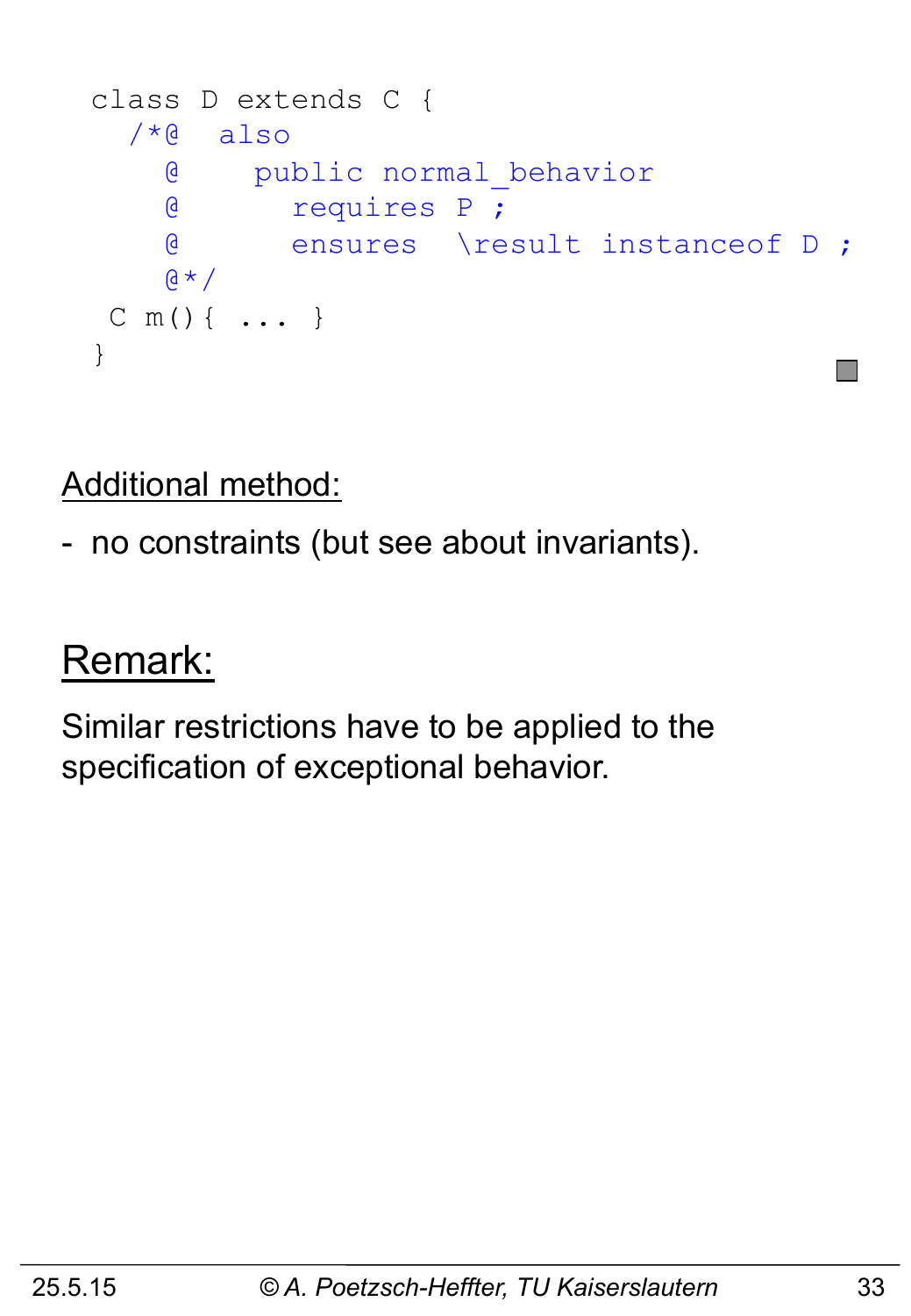```
class D extends C {
  /*@  also
    @    public normal_behavior
    @      requires P ;
    @      ensures  \result instanceof D ;
    @*/
 C m(){ ... }
}
```

Additional method:

- no constraints (but see about invariants).

## Remark:

Similar restrictions have to be applied to the specification of exceptional behavior.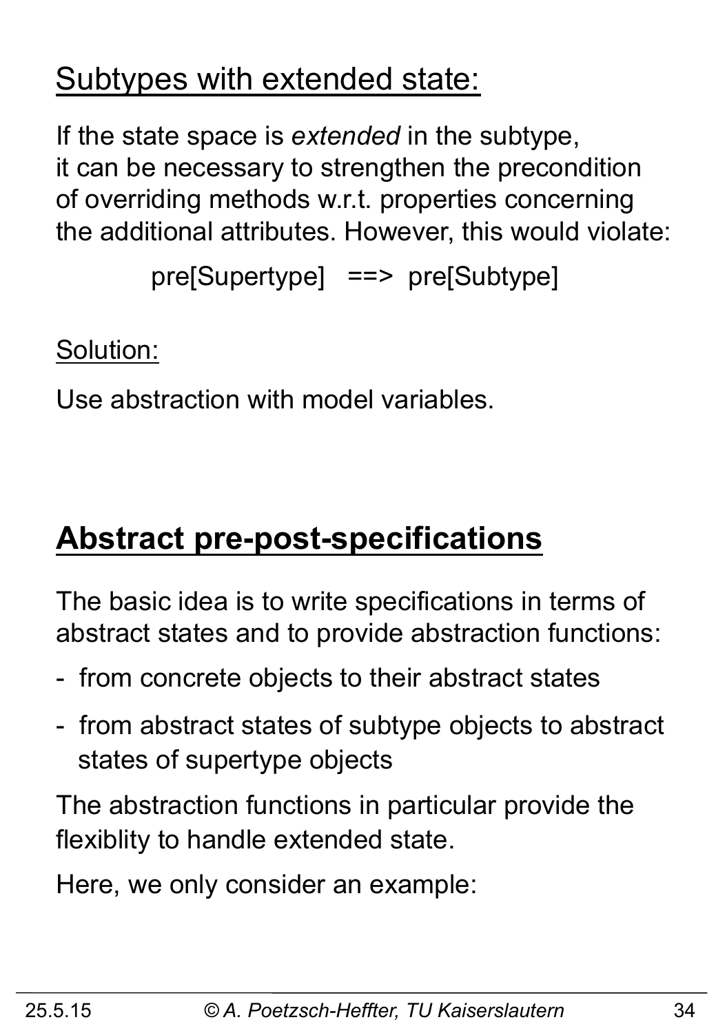## Subtypes with extended state:

If the state space is *extended* in the subtype, it can be necessary to strengthen the precondition of overriding methods w.r.t. properties concerning the additional attributes. However, this would violate:

pre[Supertype]   ==>  pre[Subtype]

Solution:

Use abstraction with model variables.

# Abstract pre-post-specifications

The basic idea is to write specifications in terms of abstract states and to provide abstraction functions:

- from concrete objects to their abstract states
- from abstract states of subtype objects to abstract states of supertype objects

The abstraction functions in particular provide the flexiblity to handle extended state.

Here, we only consider an example: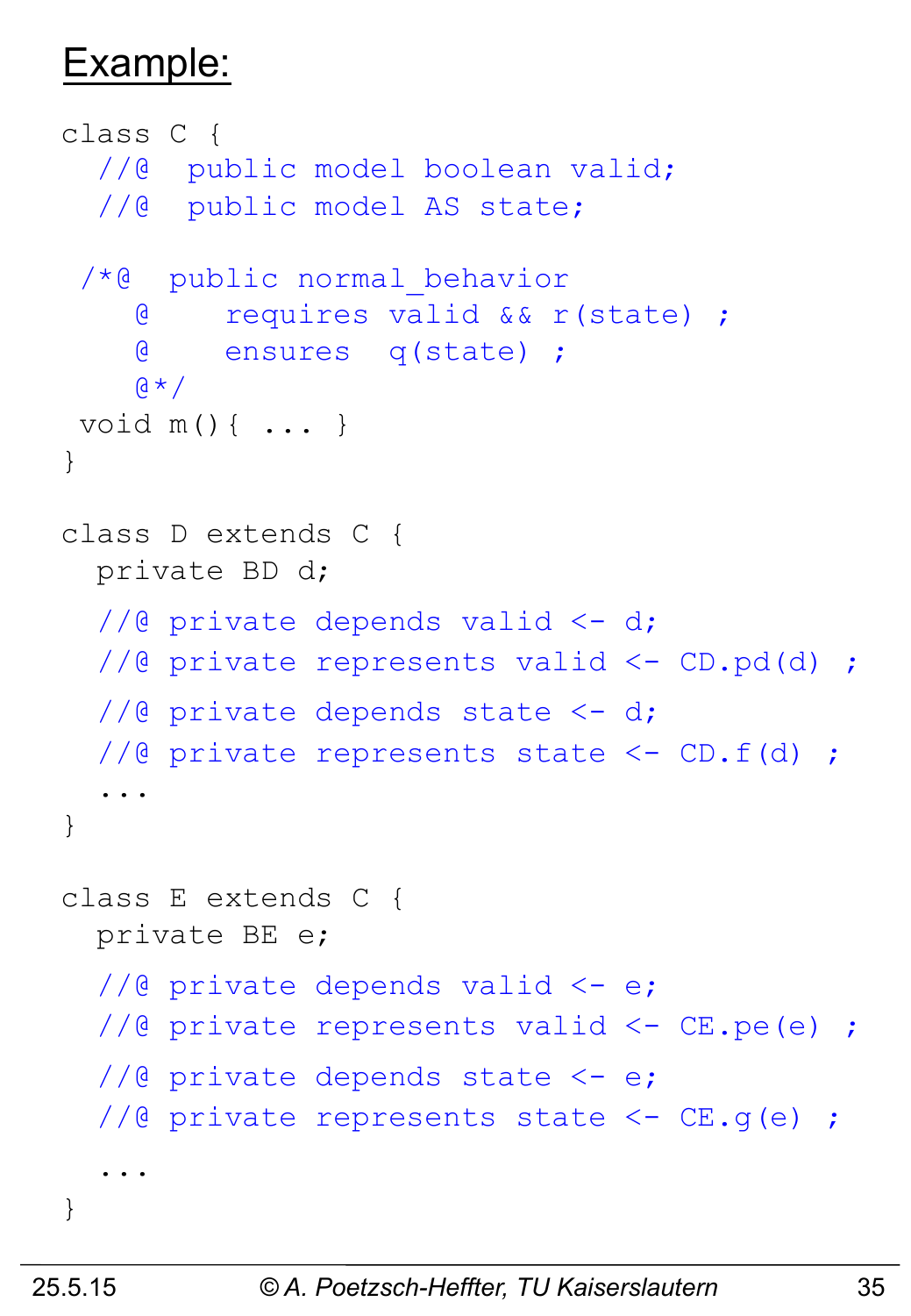## Example:

```
class C {
  //@  public model boolean valid;
  //@  public model AS state;

 /*@  public normal_behavior
    @    requires valid && r(state) ;
    @    ensures  q(state) ;
    @*/
 void m(){ ... }
}

class D extends C {
  private BD d;
  //@ private depends valid <- d;
  //@ private represents valid <- CD.pd(d) ;
  //@ private depends state <- d;
  //@ private represents state <- CD.f(d) ;
  ...
}

class E extends C {
  private BE e;
  //@ private depends valid <- e;
  //@ private represents valid <- CE.pe(e) ;
  //@ private depends state <- e;
  //@ private represents state <- CE.g(e) ;
  ...
}
```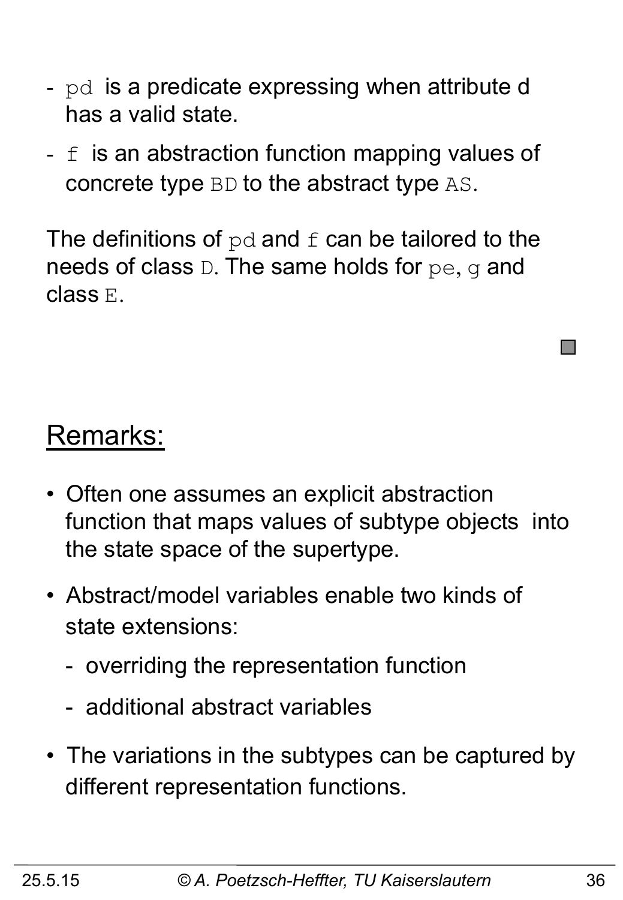- `pd` is a predicate expressing when attribute d has a valid state.
- `f` is an abstraction function mapping values of concrete type `BD` to the abstract type `AS`.

The definitions of `pd` and `f` can be tailored to the needs of class `D`. The same holds for `pe`, `g` and class `E`.

## Remarks:

- Often one assumes an explicit abstraction function that maps values of subtype objects into the state space of the supertype.
- Abstract/model variables enable two kinds of state extensions:
  - overriding the representation function
  - additional abstract variables
- The variations in the subtypes can be captured by different representation functions.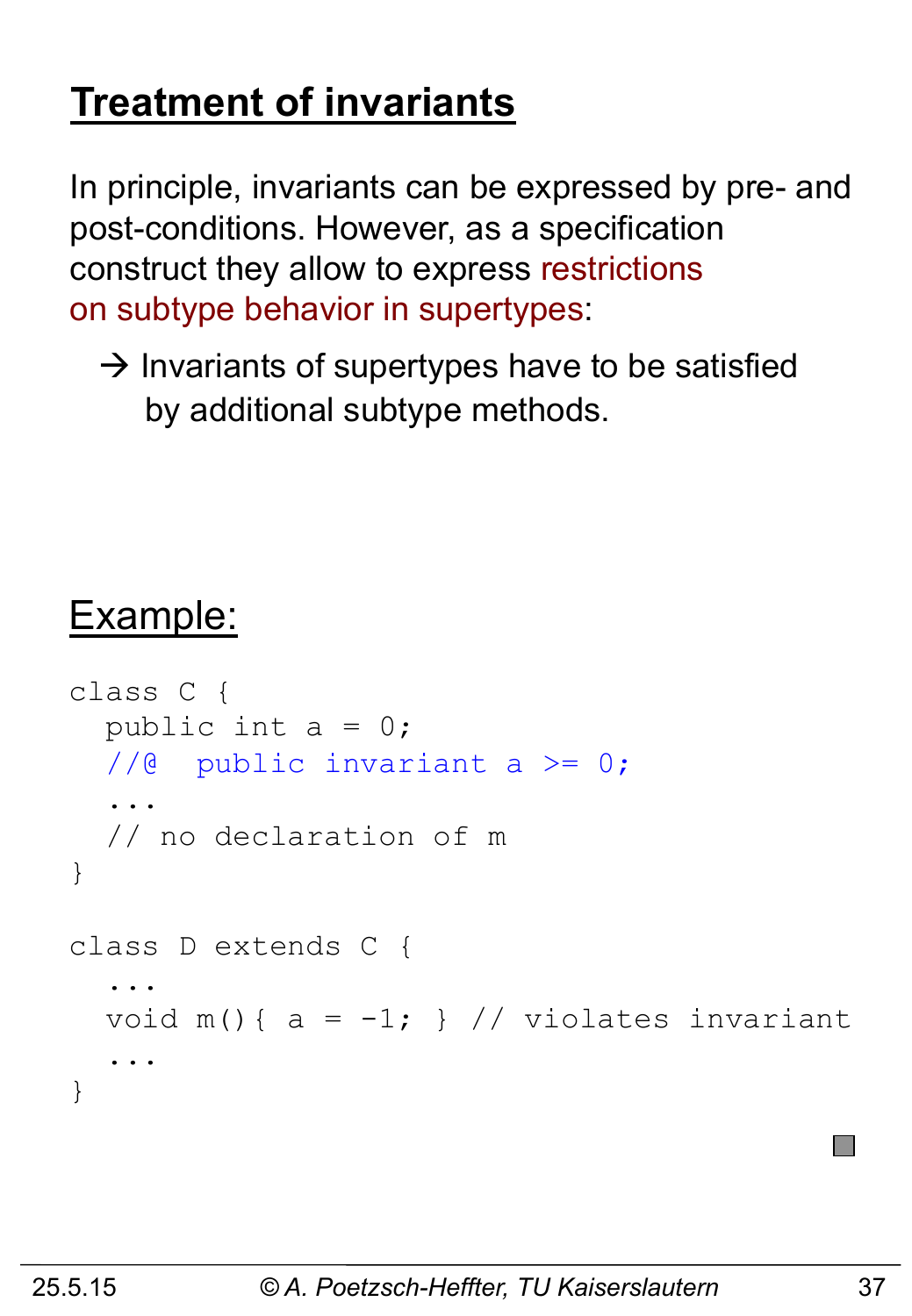# Treatment of invariants

In principle, invariants can be expressed by pre- and post-conditions. However, as a specification construct they allow to express restrictions on subtype behavior in supertypes:

→ Invariants of supertypes have to be satisfied by additional subtype methods.

## Example:

```
class C {
  public int a = 0;
  //@  public invariant a >= 0;
  ...
  // no declaration of m
}

class D extends C {
  ...
  void m(){ a = -1; } // violates invariant
  ...
}
```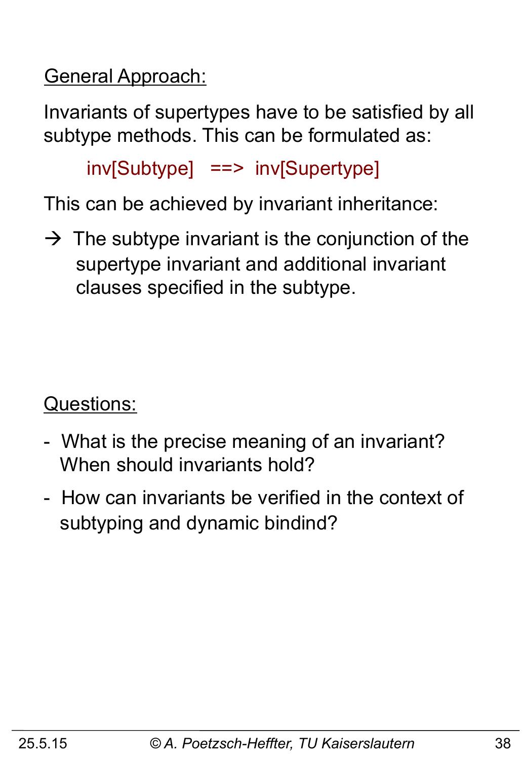<u>General Approach:</u>

Invariants of supertypes have to be satisfied by all subtype methods. This can be formulated as:

inv[Subtype] ==> inv[Supertype]

This can be achieved by invariant inheritance:

→ The subtype invariant is the conjunction of the supertype invariant and additional invariant clauses specified in the subtype.

<u>Questions:</u>

- What is the precise meaning of an invariant? When should invariants hold?
- How can invariants be verified in the context of subtyping and dynamic bindind?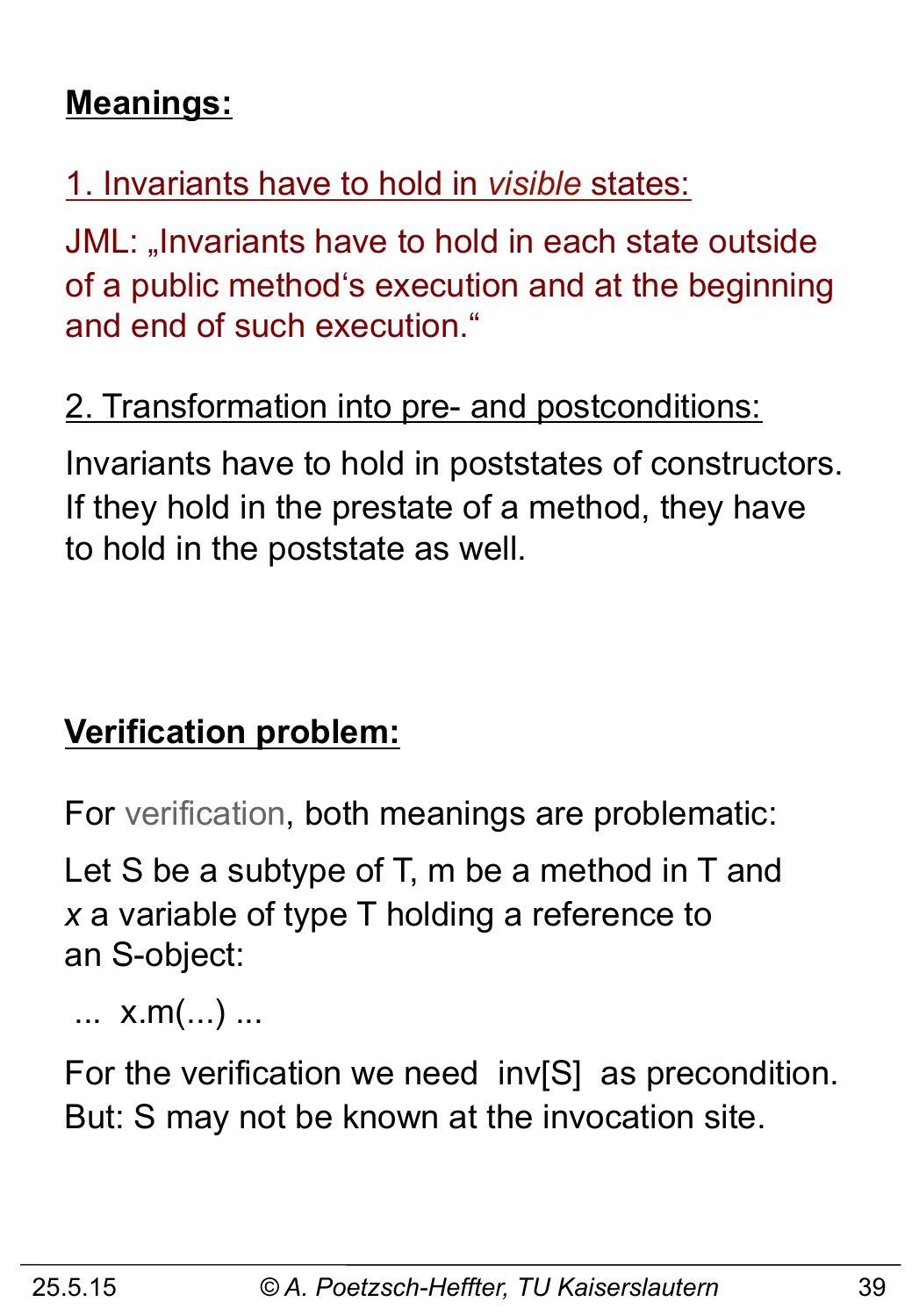**Meanings:**

1. Invariants have to hold in *visible* states:

JML: „Invariants have to hold in each state outside of a public method‘s execution and at the beginning and end of such execution.“

2. Transformation into pre- and postconditions:

Invariants have to hold in poststates of constructors. If they hold in the prestate of a method, they have to hold in the poststate as well.

**Verification problem:**

For verification, both meanings are problematic:

Let S be a subtype of T, m be a method in T and *x* a variable of type T holding a reference to an S-object:

```
 ...  x.m(...) ...
```

For the verification we need inv[S] as precondition. But: S may not be known at the invocation site.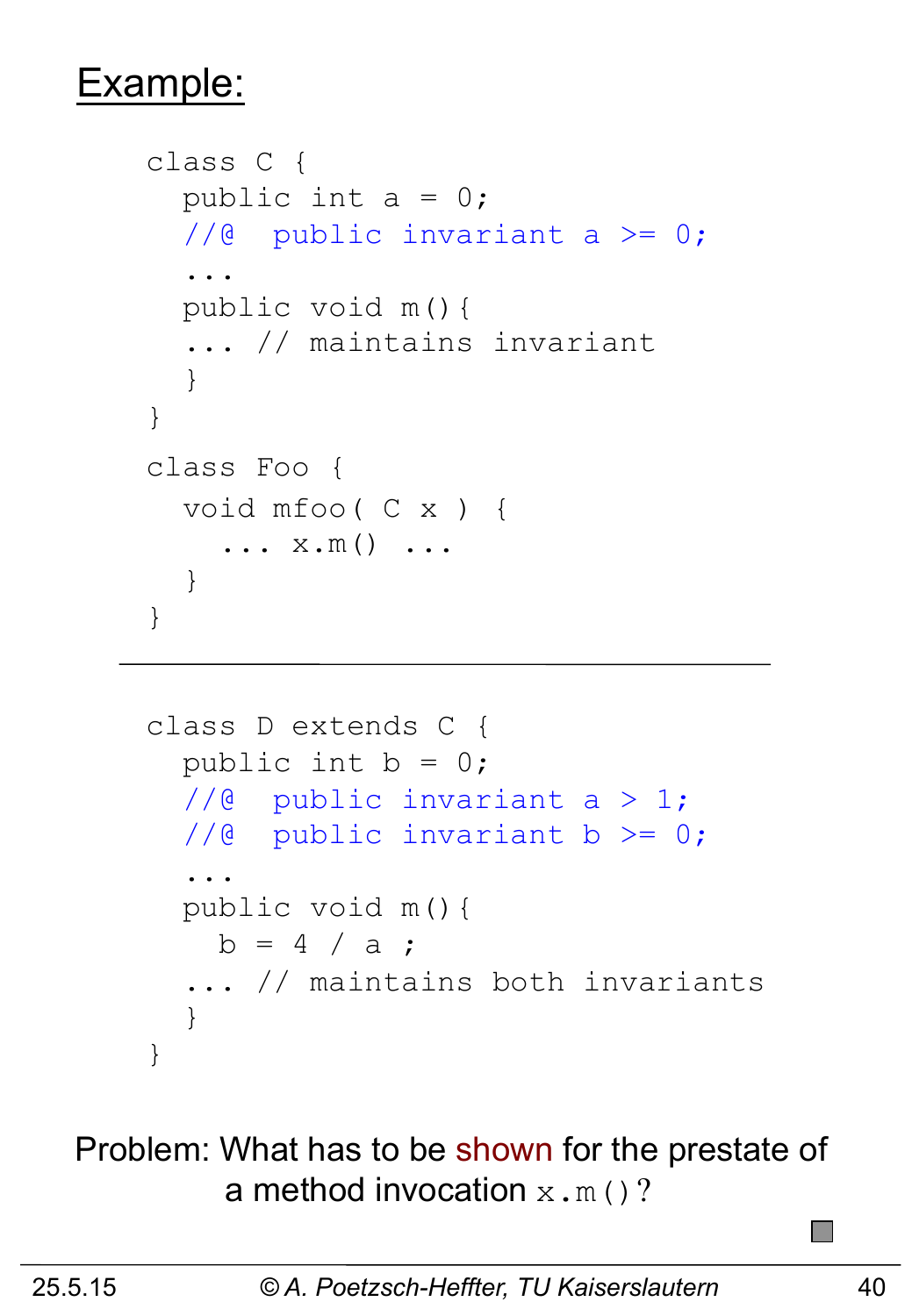# Example:

```
class C {
  public int a = 0;
  //@  public invariant a >= 0;
  ...
  public void m(){
  ... // maintains invariant
  }
}

class Foo {
  void mfoo( C x ) {
    ... x.m() ...
  }
}
```

---

```
class D extends C {
  public int b = 0;
  //@  public invariant a > 1;
  //@  public invariant b >= 0;
  ...
  public void m(){
    b = 4 / a ;
  ... // maintains both invariants
  }
}
```

Problem: What has to be shown for the prestate of a method invocation `x.m()`?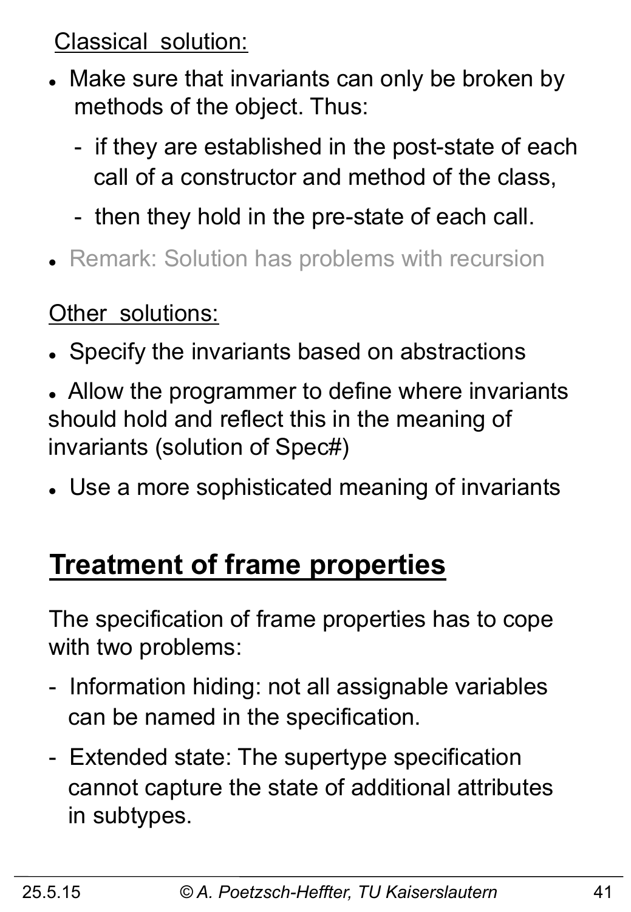<u>Classical solution:</u>

- Make sure that invariants can only be broken by methods of the object. Thus:
  - if they are established in the post-state of each call of a constructor and method of the class,
  - then they hold in the pre-state of each call.
- Remark: Solution has problems with recursion

<u>Other solutions:</u>

- Specify the invariants based on abstractions
- Allow the programmer to define where invariants should hold and reflect this in the meaning of invariants (solution of Spec#)
- Use a more sophisticated meaning of invariants

## Treatment of frame properties

The specification of frame properties has to cope with two problems:

- Information hiding: not all assignable variables can be named in the specification.
- Extended state: The supertype specification cannot capture the state of additional attributes in subtypes.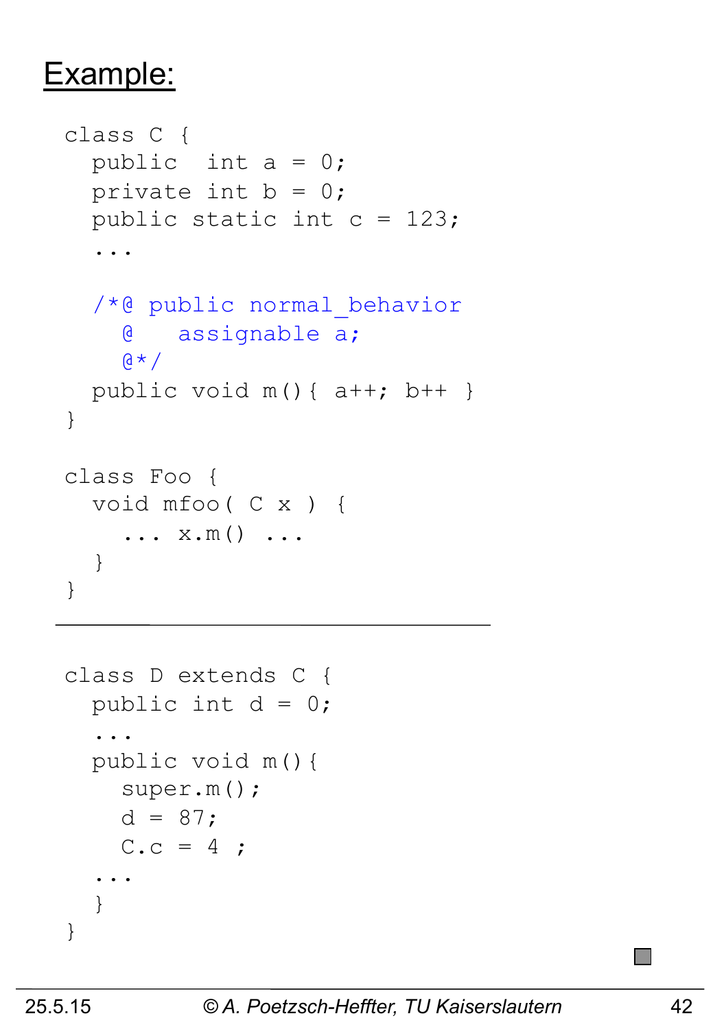## Example:

```
class C {
  public  int a = 0;
  private int b = 0;
  public static int c = 123;
  ...

  /*@ public normal_behavior
    @   assignable a;
    @*/
  public void m(){ a++; b++ }
}

class Foo {
  void mfoo( C x ) {
     ... x.m() ...
  }
}
```

---

```
class D extends C {
  public int d = 0;
  ...
  public void m(){
     super.m();
     d = 87;
     C.c = 4 ;
  ...
  }
}
```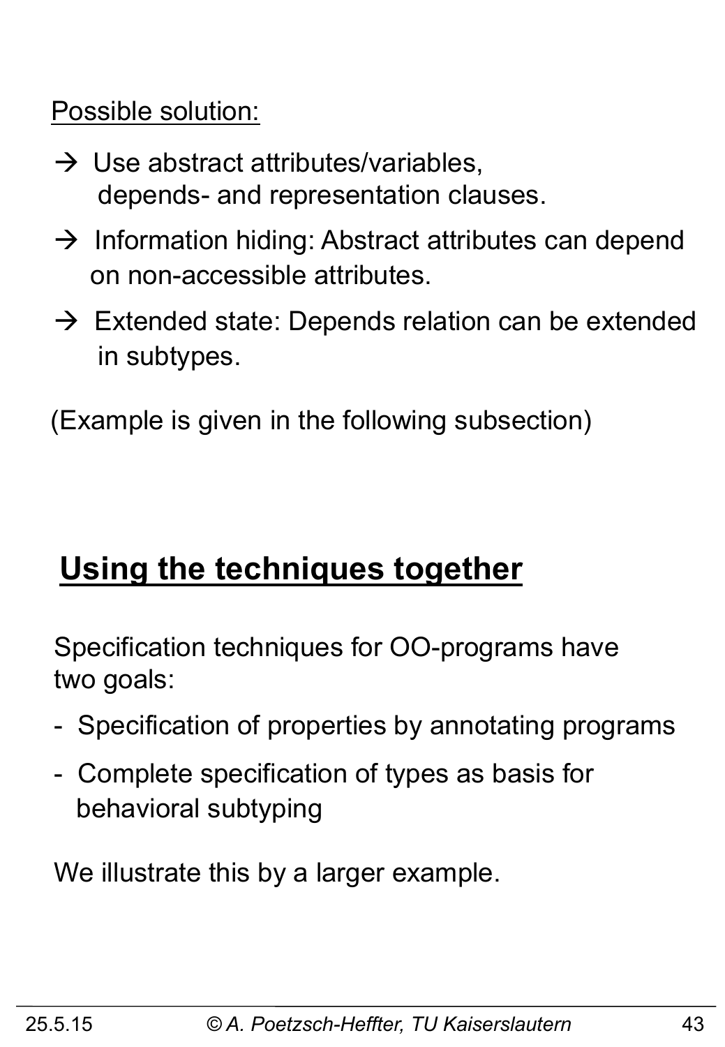Possible solution:

→ Use abstract attributes/variables, depends- and representation clauses.

→ Information hiding: Abstract attributes can depend on non-accessible attributes.

→ Extended state: Depends relation can be extended in subtypes.

(Example is given in the following subsection)

## Using the techniques together

Specification techniques for OO-programs have two goals:

- Specification of properties by annotating programs
- Complete specification of types as basis for behavioral subtyping

We illustrate this by a larger example.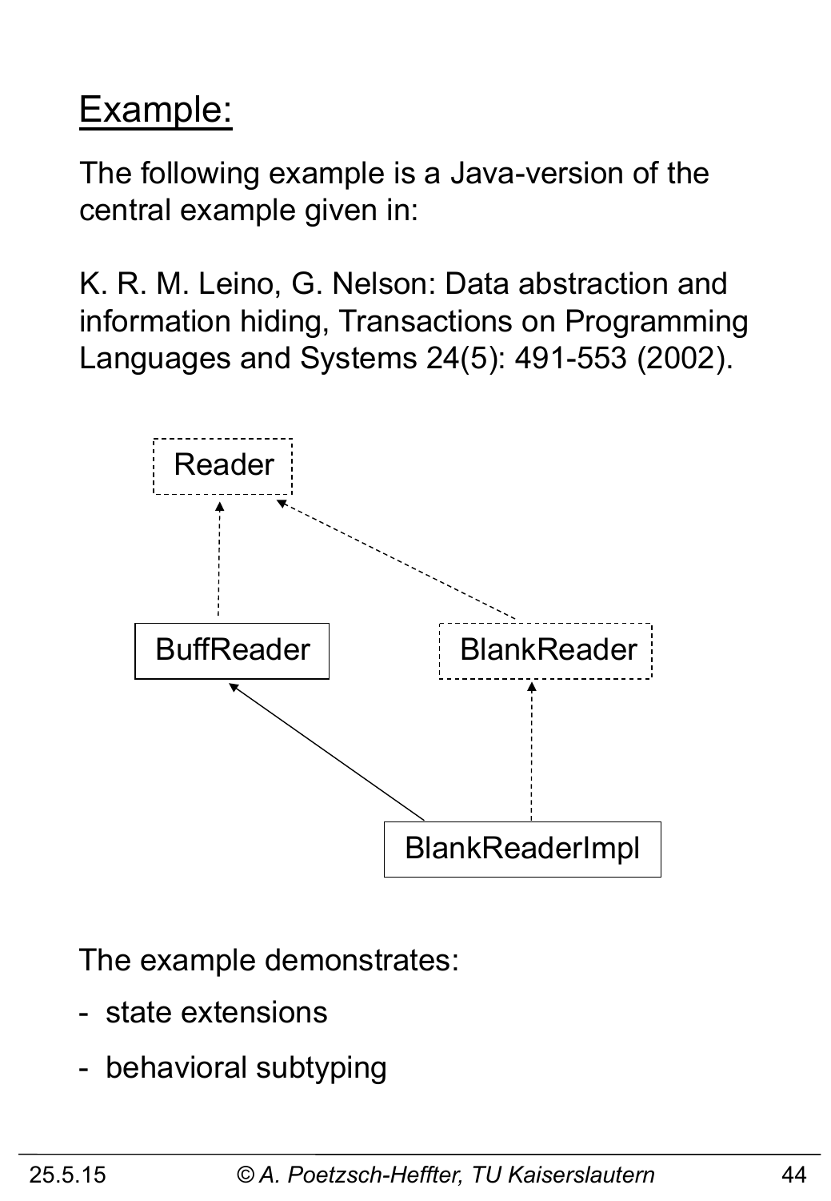## Example:

The following example is a Java-version of the central example given in:

K. R. M. Leino, G. Nelson: Data abstraction and information hiding, Transactions on Programming Languages and Systems 24(5): 491-553 (2002).

Reader

BuffReader

BlankReader

BlankReaderImpl

The example demonstrates:

- state extensions
- behavioral subtyping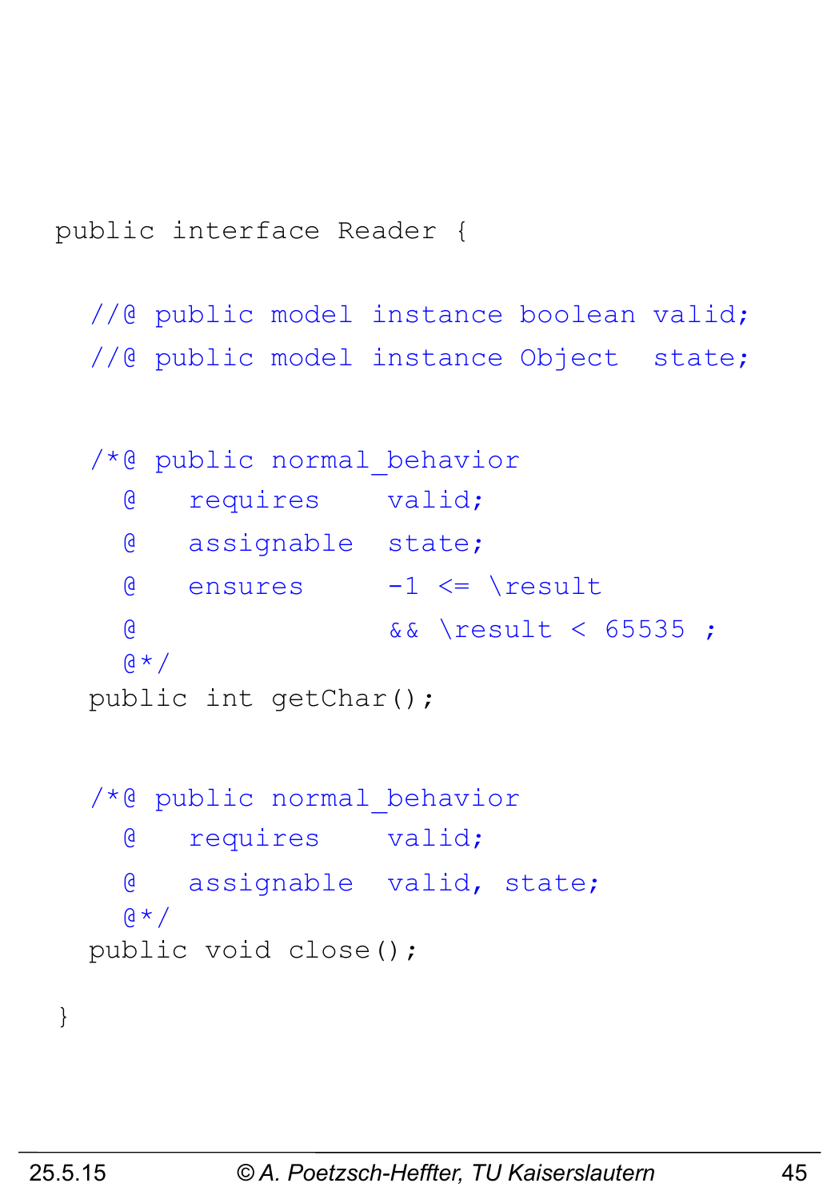```
public interface Reader {

  //@ public model instance boolean valid;
  //@ public model instance Object  state;

  /*@ public normal_behavior
    @   requires    valid;
    @   assignable  state;
    @   ensures     -1 <= \result
    @               && \result < 65535 ;
    @*/
  public int getChar();

  /*@ public normal_behavior
    @   requires    valid;
    @   assignable  valid, state;
    @*/
  public void close();

}
```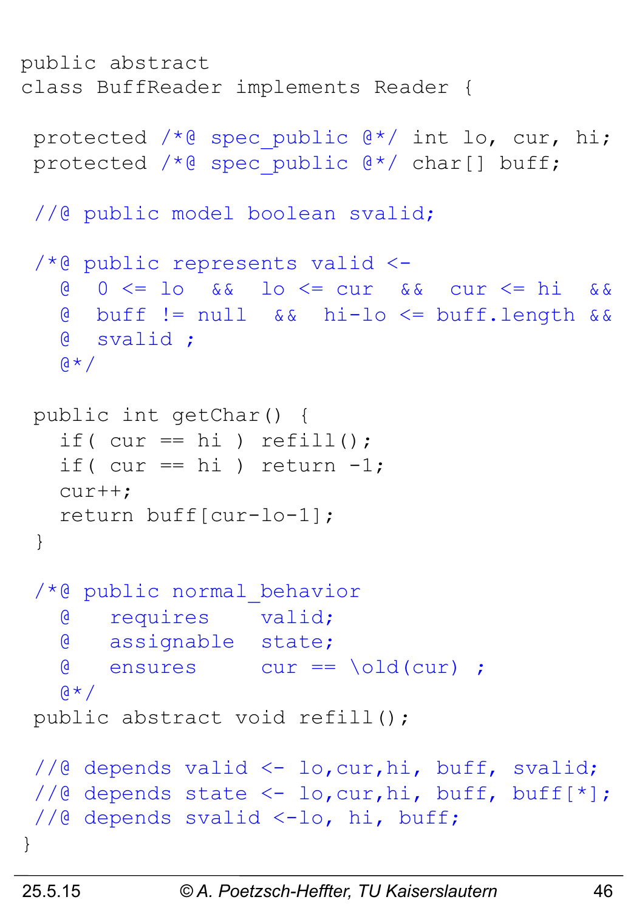```
public abstract
class BuffReader implements Reader {

 protected /*@ spec_public @*/ int lo, cur, hi;
 protected /*@ spec_public @*/ char[] buff;

 //@ public model boolean svalid;

 /*@ public represents valid <-
   @  0 <= lo  &&  lo <= cur  &&  cur <= hi  &&
   @  buff != null  &&  hi-lo <= buff.length &&
   @  svalid ;
   @*/

 public int getChar() {
   if( cur == hi ) refill();
   if( cur == hi ) return -1;
   cur++;
   return buff[cur-lo-1];
 }

 /*@ public normal_behavior
   @   requires    valid;
   @   assignable  state;
   @   ensures     cur == \old(cur) ;
   @*/
 public abstract void refill();

 //@ depends valid <- lo,cur,hi, buff, svalid;
 //@ depends state <- lo,cur,hi, buff, buff[*];
 //@ depends svalid <-lo, hi, buff;
}
```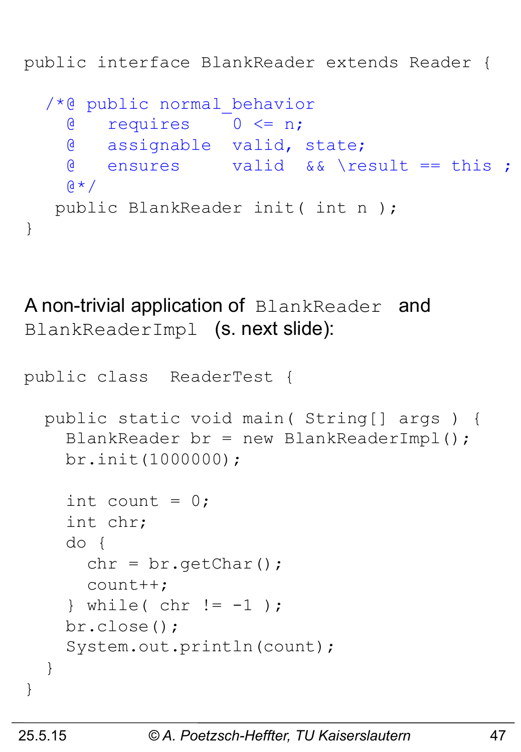```
public interface BlankReader extends Reader {

  /*@ public normal_behavior
    @   requires    0 <= n;
    @   assignable  valid, state;
    @   ensures     valid  && \result == this ;
    @*/
   public BlankReader init( int n );
}
```

A non-trivial application of `BlankReader` and `BlankReaderImpl` (s. next slide):

```
public class  ReaderTest {

  public static void main( String[] args ) {
    BlankReader br = new BlankReaderImpl();
    br.init(1000000);

    int count = 0;
    int chr;
    do {
      chr = br.getChar();
      count++;
    } while( chr != -1 );
    br.close();
    System.out.println(count);
  }
}
```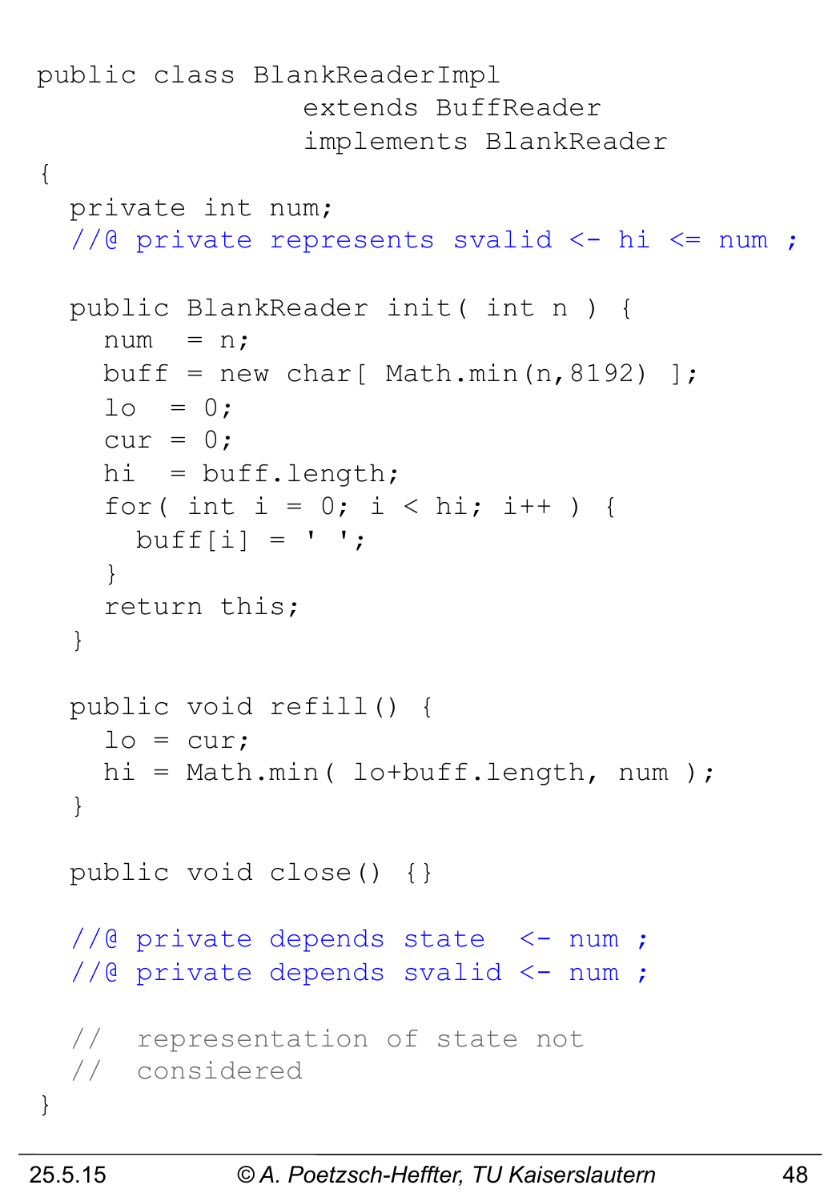```java
public class BlankReaderImpl
                extends BuffReader
                implements BlankReader
{
  private int num;
  //@ private represents svalid <- hi <= num ;

  public BlankReader init( int n ) {
    num  = n;
    buff = new char[ Math.min(n,8192) ];
    lo   = 0;
    cur  = 0;
    hi   = buff.length;
    for( int i = 0; i < hi; i++ ) {
      buff[i] = ' ';
    }
    return this;
  }

  public void refill() {
    lo = cur;
    hi = Math.min( lo+buff.length, num );
  }

  public void close() {}

  //@ private depends state  <- num ;
  //@ private depends svalid <- num ;

  //  representation of state not
  //  considered
}
```